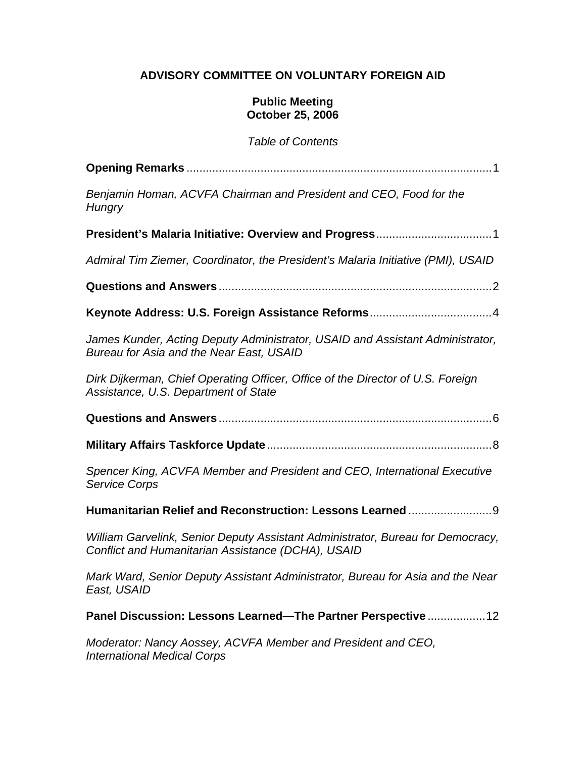**ADVISORY COMMITTEE ON VOLUNTARY FOREIGN AID**

**Public Meeting**
**October 25, 2006**

*Table of Contents*

**Opening Remarks** ................................................................................................ 1

*Benjamin Homan, ACVFA Chairman and President and CEO, Food for the Hungry*

**President's Malaria Initiative: Overview and Progress** .................................... 1

*Admiral Tim Ziemer, Coordinator, the President's Malaria Initiative (PMI), USAID*

**Questions and Answers** ...................................................................................... 2

**Keynote Address: U.S. Foreign Assistance Reforms** ...................................... 4

*James Kunder, Acting Deputy Administrator, USAID and Assistant Administrator, Bureau for Asia and the Near East, USAID*

*Dirk Dijkerman, Chief Operating Officer, Office of the Director of U.S. Foreign Assistance, U.S. Department of State*

**Questions and Answers** ...................................................................................... 6

**Military Affairs Taskforce Update** ...................................................................... 8

*Spencer King, ACVFA Member and President and CEO, International Executive Service Corps*

**Humanitarian Relief and Reconstruction: Lessons Learned** .......................... 9

*William Garvelink, Senior Deputy Assistant Administrator, Bureau for Democracy, Conflict and Humanitarian Assistance (DCHA), USAID*

*Mark Ward, Senior Deputy Assistant Administrator, Bureau for Asia and the Near East, USAID*

**Panel Discussion: Lessons Learned—The Partner Perspective** .................. 12

*Moderator: Nancy Aossey, ACVFA Member and President and CEO, International Medical Corps*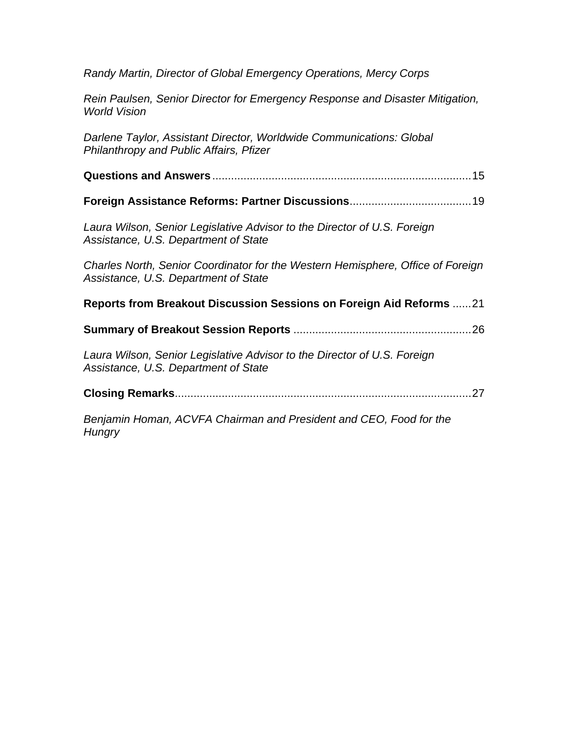*Randy Martin, Director of Global Emergency Operations, Mercy Corps*

*Rein Paulsen, Senior Director for Emergency Response and Disaster Mitigation, World Vision*

*Darlene Taylor, Assistant Director, Worldwide Communications: Global Philanthropy and Public Affairs, Pfizer*

**Questions and Answers**....................................................................................15

**Foreign Assistance Reforms: Partner Discussions**.......................................19

*Laura Wilson, Senior Legislative Advisor to the Director of U.S. Foreign Assistance, U.S. Department of State*

*Charles North, Senior Coordinator for the Western Hemisphere, Office of Foreign Assistance, U.S. Department of State*

**Reports from Breakout Discussion Sessions on Foreign Aid Reforms** ......21

**Summary of Breakout Session Reports** .........................................................26

*Laura Wilson, Senior Legislative Advisor to the Director of U.S. Foreign Assistance, U.S. Department of State*

**Closing Remarks**...............................................................................................27

*Benjamin Homan, ACVFA Chairman and President and CEO, Food for the Hungry*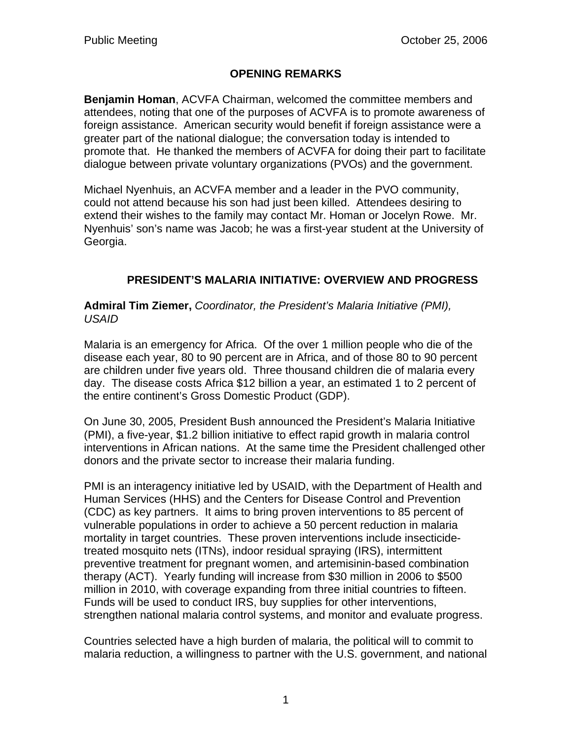## OPENING REMARKS

**Benjamin Homan**, ACVFA Chairman, welcomed the committee members and attendees, noting that one of the purposes of ACVFA is to promote awareness of foreign assistance. American security would benefit if foreign assistance were a greater part of the national dialogue; the conversation today is intended to promote that. He thanked the members of ACVFA for doing their part to facilitate dialogue between private voluntary organizations (PVOs) and the government.

Michael Nyenhuis, an ACVFA member and a leader in the PVO community, could not attend because his son had just been killed. Attendees desiring to extend their wishes to the family may contact Mr. Homan or Jocelyn Rowe. Mr. Nyenhuis' son's name was Jacob; he was a first-year student at the University of Georgia.

## PRESIDENT'S MALARIA INITIATIVE: OVERVIEW AND PROGRESS

**Admiral Tim Ziemer,** *Coordinator, the President's Malaria Initiative (PMI), USAID*

Malaria is an emergency for Africa. Of the over 1 million people who die of the disease each year, 80 to 90 percent are in Africa, and of those 80 to 90 percent are children under five years old. Three thousand children die of malaria every day. The disease costs Africa $12 billion a year, an estimated 1 to 2 percent of the entire continent's Gross Domestic Product (GDP).

On June 30, 2005, President Bush announced the President's Malaria Initiative (PMI), a five-year, $1.2 billion initiative to effect rapid growth in malaria control interventions in African nations. At the same time the President challenged other donors and the private sector to increase their malaria funding.

PMI is an interagency initiative led by USAID, with the Department of Health and Human Services (HHS) and the Centers for Disease Control and Prevention (CDC) as key partners. It aims to bring proven interventions to 85 percent of vulnerable populations in order to achieve a 50 percent reduction in malaria mortality in target countries. These proven interventions include insecticide-treated mosquito nets (ITNs), indoor residual spraying (IRS), intermittent preventive treatment for pregnant women, and artemisinin-based combination therapy (ACT). Yearly funding will increase from $30 million in 2006 to $500 million in 2010, with coverage expanding from three initial countries to fifteen. Funds will be used to conduct IRS, buy supplies for other interventions, strengthen national malaria control systems, and monitor and evaluate progress.

Countries selected have a high burden of malaria, the political will to commit to malaria reduction, a willingness to partner with the U.S. government, and national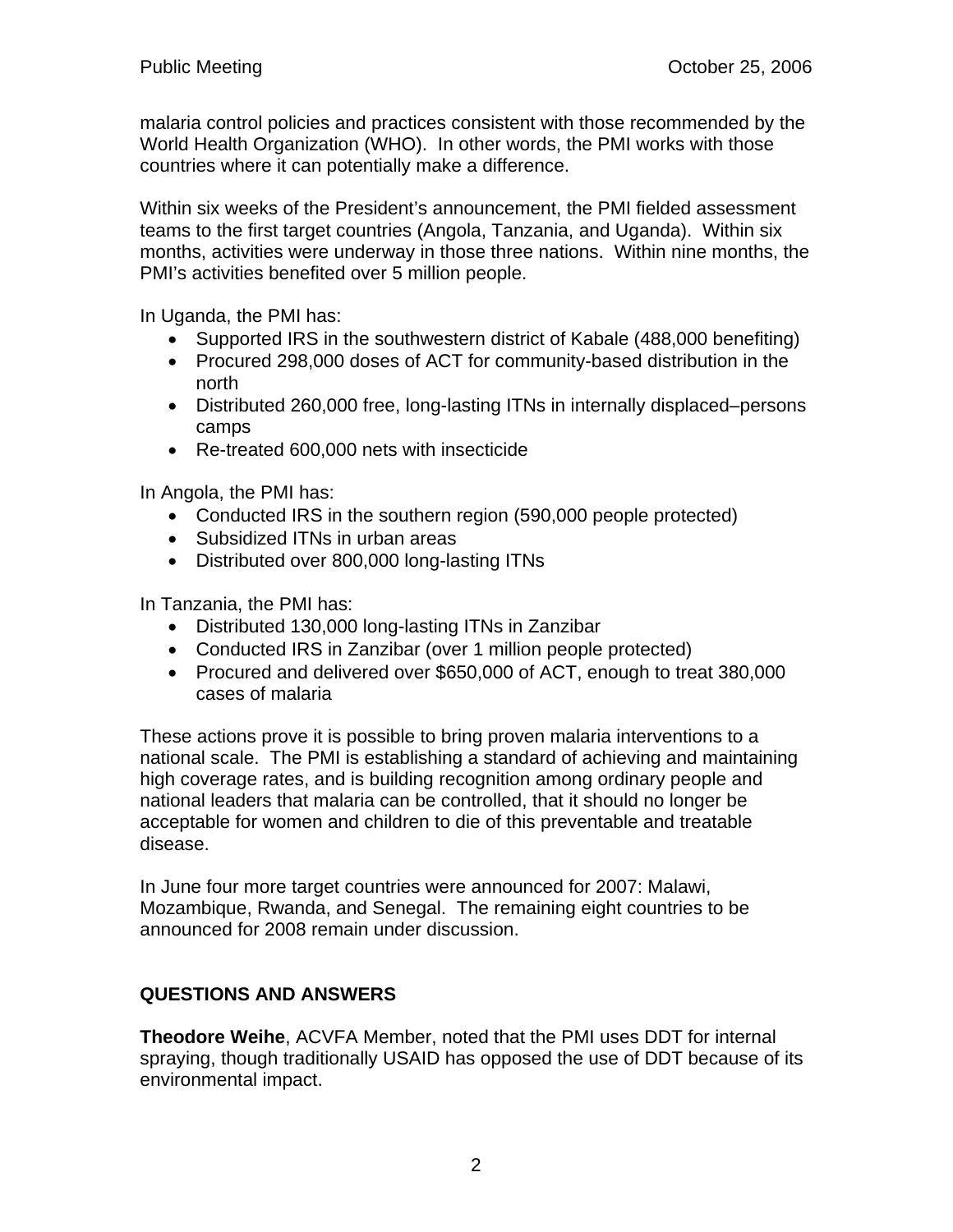malaria control policies and practices consistent with those recommended by the World Health Organization (WHO). In other words, the PMI works with those countries where it can potentially make a difference.

Within six weeks of the President's announcement, the PMI fielded assessment teams to the first target countries (Angola, Tanzania, and Uganda). Within six months, activities were underway in those three nations. Within nine months, the PMI's activities benefited over 5 million people.

In Uganda, the PMI has:

- Supported IRS in the southwestern district of Kabale (488,000 benefiting)
- Procured 298,000 doses of ACT for community-based distribution in the north
- Distributed 260,000 free, long-lasting ITNs in internally displaced–persons camps
- Re-treated 600,000 nets with insecticide

In Angola, the PMI has:

- Conducted IRS in the southern region (590,000 people protected)
- Subsidized ITNs in urban areas
- Distributed over 800,000 long-lasting ITNs

In Tanzania, the PMI has:

- Distributed 130,000 long-lasting ITNs in Zanzibar
- Conducted IRS in Zanzibar (over 1 million people protected)
- Procured and delivered over $650,000 of ACT, enough to treat 380,000 cases of malaria

These actions prove it is possible to bring proven malaria interventions to a national scale. The PMI is establishing a standard of achieving and maintaining high coverage rates, and is building recognition among ordinary people and national leaders that malaria can be controlled, that it should no longer be acceptable for women and children to die of this preventable and treatable disease.

In June four more target countries were announced for 2007: Malawi, Mozambique, Rwanda, and Senegal. The remaining eight countries to be announced for 2008 remain under discussion.

## QUESTIONS AND ANSWERS

**Theodore Weihe**, ACVFA Member, noted that the PMI uses DDT for internal spraying, though traditionally USAID has opposed the use of DDT because of its environmental impact.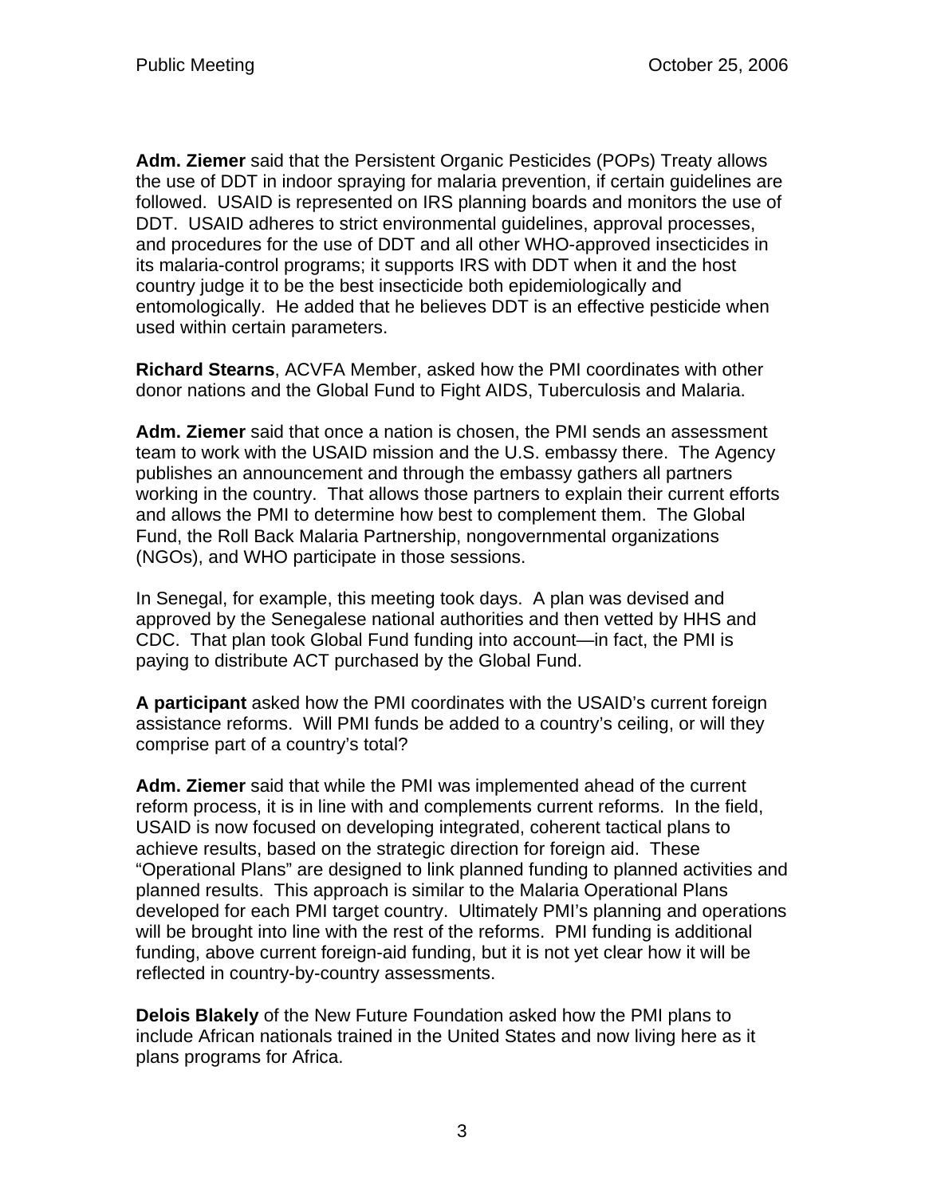**Adm. Ziemer** said that the Persistent Organic Pesticides (POPs) Treaty allows the use of DDT in indoor spraying for malaria prevention, if certain guidelines are followed. USAID is represented on IRS planning boards and monitors the use of DDT. USAID adheres to strict environmental guidelines, approval processes, and procedures for the use of DDT and all other WHO-approved insecticides in its malaria-control programs; it supports IRS with DDT when it and the host country judge it to be the best insecticide both epidemiologically and entomologically. He added that he believes DDT is an effective pesticide when used within certain parameters.

**Richard Stearns**, ACVFA Member, asked how the PMI coordinates with other donor nations and the Global Fund to Fight AIDS, Tuberculosis and Malaria.

**Adm. Ziemer** said that once a nation is chosen, the PMI sends an assessment team to work with the USAID mission and the U.S. embassy there. The Agency publishes an announcement and through the embassy gathers all partners working in the country. That allows those partners to explain their current efforts and allows the PMI to determine how best to complement them. The Global Fund, the Roll Back Malaria Partnership, nongovernmental organizations (NGOs), and WHO participate in those sessions.

In Senegal, for example, this meeting took days. A plan was devised and approved by the Senegalese national authorities and then vetted by HHS and CDC. That plan took Global Fund funding into account—in fact, the PMI is paying to distribute ACT purchased by the Global Fund.

**A participant** asked how the PMI coordinates with the USAID's current foreign assistance reforms. Will PMI funds be added to a country's ceiling, or will they comprise part of a country's total?

**Adm. Ziemer** said that while the PMI was implemented ahead of the current reform process, it is in line with and complements current reforms. In the field, USAID is now focused on developing integrated, coherent tactical plans to achieve results, based on the strategic direction for foreign aid. These "Operational Plans" are designed to link planned funding to planned activities and planned results. This approach is similar to the Malaria Operational Plans developed for each PMI target country. Ultimately PMI's planning and operations will be brought into line with the rest of the reforms. PMI funding is additional funding, above current foreign-aid funding, but it is not yet clear how it will be reflected in country-by-country assessments.

**Delois Blakely** of the New Future Foundation asked how the PMI plans to include African nationals trained in the United States and now living here as it plans programs for Africa.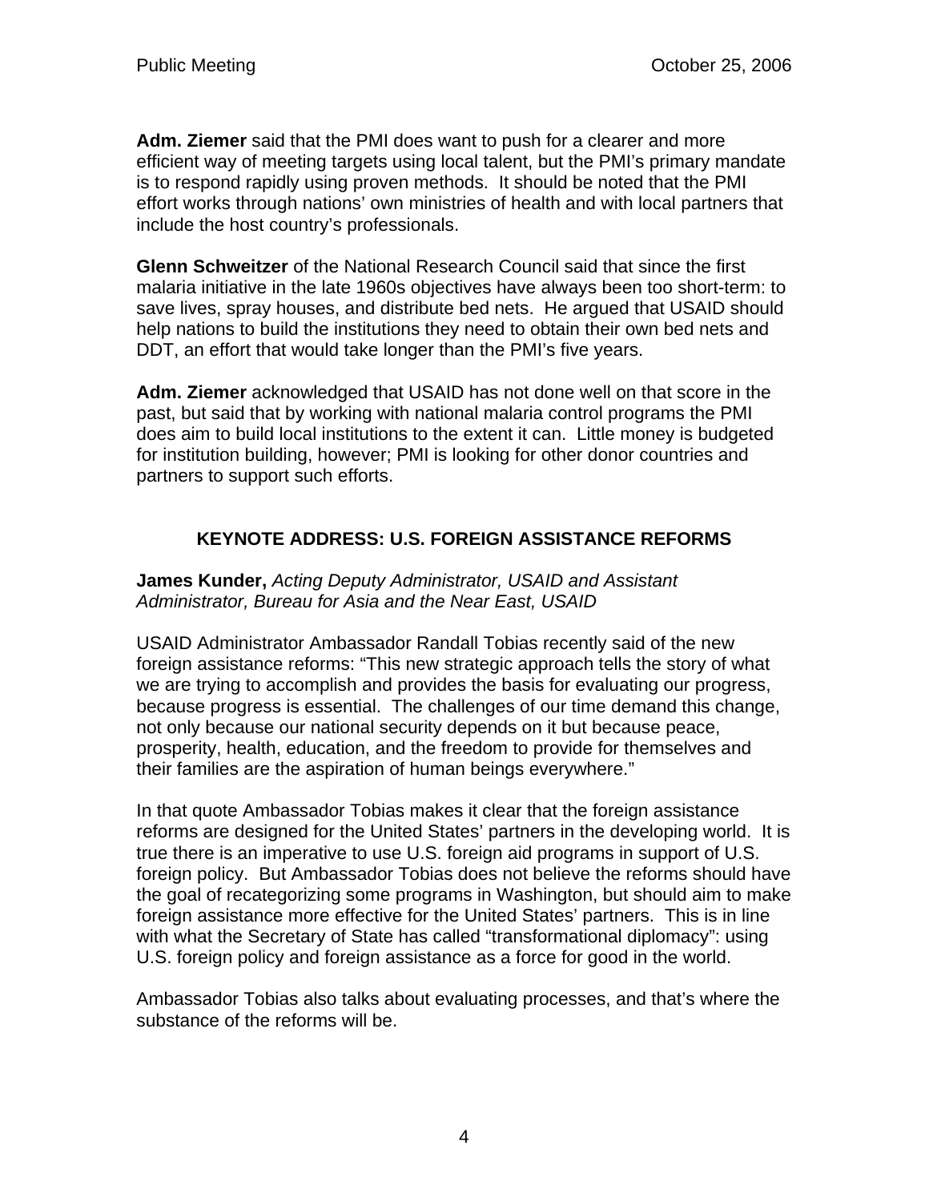**Adm. Ziemer** said that the PMI does want to push for a clearer and more efficient way of meeting targets using local talent, but the PMI's primary mandate is to respond rapidly using proven methods. It should be noted that the PMI effort works through nations' own ministries of health and with local partners that include the host country's professionals.

**Glenn Schweitzer** of the National Research Council said that since the first malaria initiative in the late 1960s objectives have always been too short-term: to save lives, spray houses, and distribute bed nets. He argued that USAID should help nations to build the institutions they need to obtain their own bed nets and DDT, an effort that would take longer than the PMI's five years.

**Adm. Ziemer** acknowledged that USAID has not done well on that score in the past, but said that by working with national malaria control programs the PMI does aim to build local institutions to the extent it can. Little money is budgeted for institution building, however; PMI is looking for other donor countries and partners to support such efforts.

## KEYNOTE ADDRESS: U.S. FOREIGN ASSISTANCE REFORMS

**James Kunder,** *Acting Deputy Administrator, USAID and Assistant Administrator, Bureau for Asia and the Near East, USAID*

USAID Administrator Ambassador Randall Tobias recently said of the new foreign assistance reforms: "This new strategic approach tells the story of what we are trying to accomplish and provides the basis for evaluating our progress, because progress is essential. The challenges of our time demand this change, not only because our national security depends on it but because peace, prosperity, health, education, and the freedom to provide for themselves and their families are the aspiration of human beings everywhere."

In that quote Ambassador Tobias makes it clear that the foreign assistance reforms are designed for the United States' partners in the developing world. It is true there is an imperative to use U.S. foreign aid programs in support of U.S. foreign policy. But Ambassador Tobias does not believe the reforms should have the goal of recategorizing some programs in Washington, but should aim to make foreign assistance more effective for the United States' partners. This is in line with what the Secretary of State has called "transformational diplomacy": using U.S. foreign policy and foreign assistance as a force for good in the world.

Ambassador Tobias also talks about evaluating processes, and that's where the substance of the reforms will be.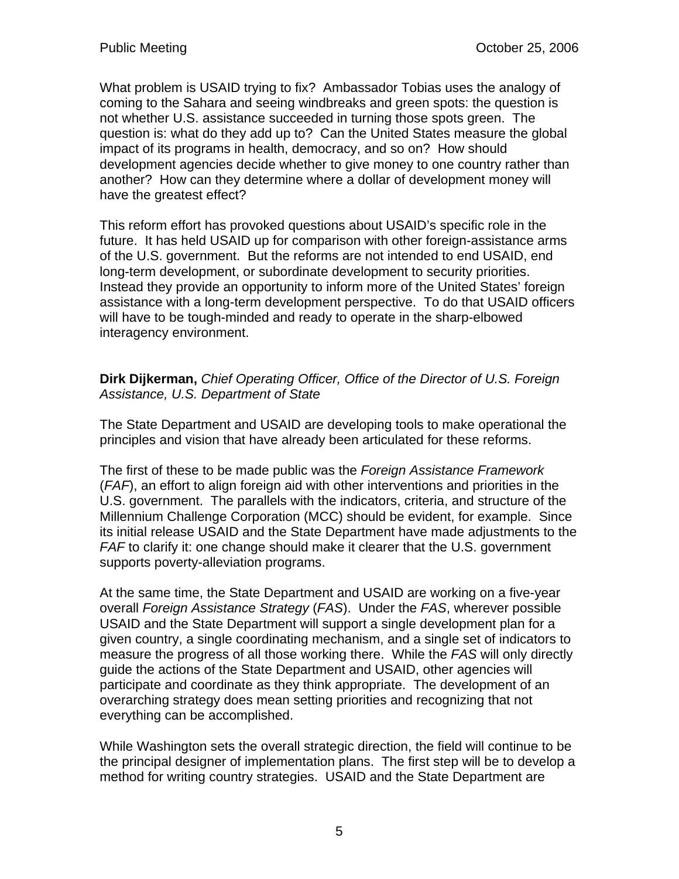What problem is USAID trying to fix? Ambassador Tobias uses the analogy of coming to the Sahara and seeing windbreaks and green spots: the question is not whether U.S. assistance succeeded in turning those spots green. The question is: what do they add up to? Can the United States measure the global impact of its programs in health, democracy, and so on? How should development agencies decide whether to give money to one country rather than another? How can they determine where a dollar of development money will have the greatest effect?

This reform effort has provoked questions about USAID's specific role in the future. It has held USAID up for comparison with other foreign-assistance arms of the U.S. government. But the reforms are not intended to end USAID, end long-term development, or subordinate development to security priorities. Instead they provide an opportunity to inform more of the United States' foreign assistance with a long-term development perspective. To do that USAID officers will have to be tough-minded and ready to operate in the sharp-elbowed interagency environment.

**Dirk Dijkerman,** *Chief Operating Officer, Office of the Director of U.S. Foreign Assistance, U.S. Department of State*

The State Department and USAID are developing tools to make operational the principles and vision that have already been articulated for these reforms.

The first of these to be made public was the *Foreign Assistance Framework* (*FAF*), an effort to align foreign aid with other interventions and priorities in the U.S. government. The parallels with the indicators, criteria, and structure of the Millennium Challenge Corporation (MCC) should be evident, for example. Since its initial release USAID and the State Department have made adjustments to the *FAF* to clarify it: one change should make it clearer that the U.S. government supports poverty-alleviation programs.

At the same time, the State Department and USAID are working on a five-year overall *Foreign Assistance Strategy* (*FAS*). Under the *FAS*, wherever possible USAID and the State Department will support a single development plan for a given country, a single coordinating mechanism, and a single set of indicators to measure the progress of all those working there. While the *FAS* will only directly guide the actions of the State Department and USAID, other agencies will participate and coordinate as they think appropriate. The development of an overarching strategy does mean setting priorities and recognizing that not everything can be accomplished.

While Washington sets the overall strategic direction, the field will continue to be the principal designer of implementation plans. The first step will be to develop a method for writing country strategies. USAID and the State Department are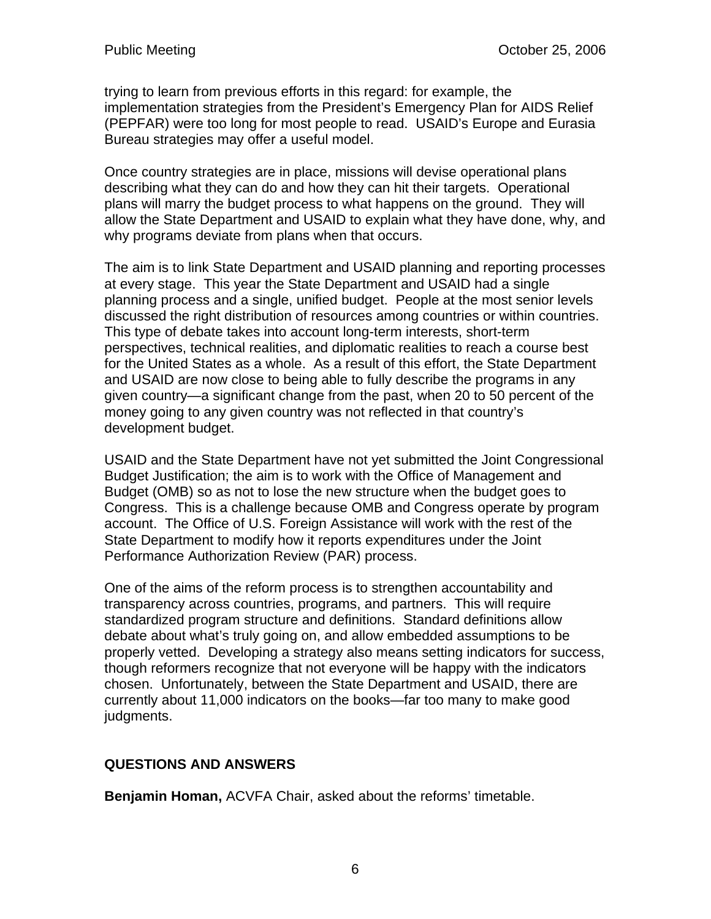trying to learn from previous efforts in this regard: for example, the implementation strategies from the President's Emergency Plan for AIDS Relief (PEPFAR) were too long for most people to read. USAID's Europe and Eurasia Bureau strategies may offer a useful model.

Once country strategies are in place, missions will devise operational plans describing what they can do and how they can hit their targets. Operational plans will marry the budget process to what happens on the ground. They will allow the State Department and USAID to explain what they have done, why, and why programs deviate from plans when that occurs.

The aim is to link State Department and USAID planning and reporting processes at every stage. This year the State Department and USAID had a single planning process and a single, unified budget. People at the most senior levels discussed the right distribution of resources among countries or within countries. This type of debate takes into account long-term interests, short-term perspectives, technical realities, and diplomatic realities to reach a course best for the United States as a whole. As a result of this effort, the State Department and USAID are now close to being able to fully describe the programs in any given country—a significant change from the past, when 20 to 50 percent of the money going to any given country was not reflected in that country's development budget.

USAID and the State Department have not yet submitted the Joint Congressional Budget Justification; the aim is to work with the Office of Management and Budget (OMB) so as not to lose the new structure when the budget goes to Congress. This is a challenge because OMB and Congress operate by program account. The Office of U.S. Foreign Assistance will work with the rest of the State Department to modify how it reports expenditures under the Joint Performance Authorization Review (PAR) process.

One of the aims of the reform process is to strengthen accountability and transparency across countries, programs, and partners. This will require standardized program structure and definitions. Standard definitions allow debate about what's truly going on, and allow embedded assumptions to be properly vetted. Developing a strategy also means setting indicators for success, though reformers recognize that not everyone will be happy with the indicators chosen. Unfortunately, between the State Department and USAID, there are currently about 11,000 indicators on the books—far too many to make good judgments.

## QUESTIONS AND ANSWERS

**Benjamin Homan,** ACVFA Chair, asked about the reforms' timetable.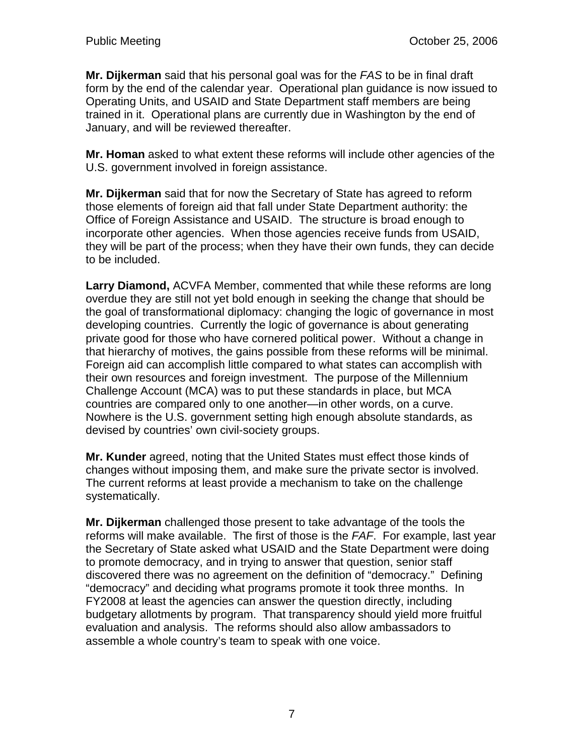**Mr. Dijkerman** said that his personal goal was for the *FAS* to be in final draft form by the end of the calendar year. Operational plan guidance is now issued to Operating Units, and USAID and State Department staff members are being trained in it. Operational plans are currently due in Washington by the end of January, and will be reviewed thereafter.

**Mr. Homan** asked to what extent these reforms will include other agencies of the U.S. government involved in foreign assistance.

**Mr. Dijkerman** said that for now the Secretary of State has agreed to reform those elements of foreign aid that fall under State Department authority: the Office of Foreign Assistance and USAID. The structure is broad enough to incorporate other agencies. When those agencies receive funds from USAID, they will be part of the process; when they have their own funds, they can decide to be included.

**Larry Diamond,** ACVFA Member, commented that while these reforms are long overdue they are still not yet bold enough in seeking the change that should be the goal of transformational diplomacy: changing the logic of governance in most developing countries. Currently the logic of governance is about generating private good for those who have cornered political power. Without a change in that hierarchy of motives, the gains possible from these reforms will be minimal. Foreign aid can accomplish little compared to what states can accomplish with their own resources and foreign investment. The purpose of the Millennium Challenge Account (MCA) was to put these standards in place, but MCA countries are compared only to one another—in other words, on a curve. Nowhere is the U.S. government setting high enough absolute standards, as devised by countries' own civil-society groups.

**Mr. Kunder** agreed, noting that the United States must effect those kinds of changes without imposing them, and make sure the private sector is involved. The current reforms at least provide a mechanism to take on the challenge systematically.

**Mr. Dijkerman** challenged those present to take advantage of the tools the reforms will make available. The first of those is the *FAF*. For example, last year the Secretary of State asked what USAID and the State Department were doing to promote democracy, and in trying to answer that question, senior staff discovered there was no agreement on the definition of "democracy." Defining "democracy" and deciding what programs promote it took three months. In FY2008 at least the agencies can answer the question directly, including budgetary allotments by program. That transparency should yield more fruitful evaluation and analysis. The reforms should also allow ambassadors to assemble a whole country's team to speak with one voice.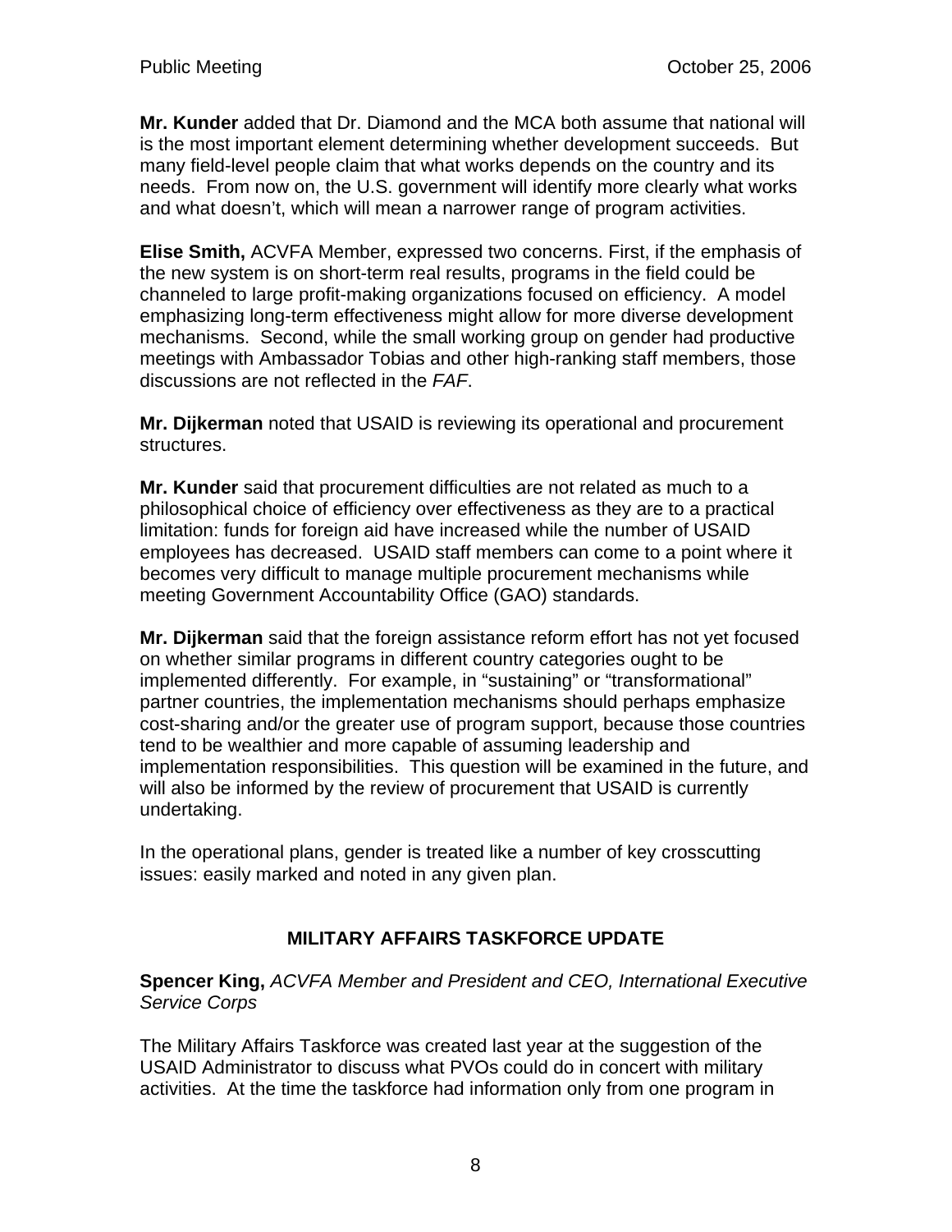**Mr. Kunder** added that Dr. Diamond and the MCA both assume that national will is the most important element determining whether development succeeds. But many field-level people claim that what works depends on the country and its needs. From now on, the U.S. government will identify more clearly what works and what doesn't, which will mean a narrower range of program activities.

**Elise Smith,** ACVFA Member, expressed two concerns. First, if the emphasis of the new system is on short-term real results, programs in the field could be channeled to large profit-making organizations focused on efficiency. A model emphasizing long-term effectiveness might allow for more diverse development mechanisms. Second, while the small working group on gender had productive meetings with Ambassador Tobias and other high-ranking staff members, those discussions are not reflected in the *FAF*.

**Mr. Dijkerman** noted that USAID is reviewing its operational and procurement structures.

**Mr. Kunder** said that procurement difficulties are not related as much to a philosophical choice of efficiency over effectiveness as they are to a practical limitation: funds for foreign aid have increased while the number of USAID employees has decreased. USAID staff members can come to a point where it becomes very difficult to manage multiple procurement mechanisms while meeting Government Accountability Office (GAO) standards.

**Mr. Dijkerman** said that the foreign assistance reform effort has not yet focused on whether similar programs in different country categories ought to be implemented differently. For example, in "sustaining" or "transformational" partner countries, the implementation mechanisms should perhaps emphasize cost-sharing and/or the greater use of program support, because those countries tend to be wealthier and more capable of assuming leadership and implementation responsibilities. This question will be examined in the future, and will also be informed by the review of procurement that USAID is currently undertaking.

In the operational plans, gender is treated like a number of key crosscutting issues: easily marked and noted in any given plan.

## MILITARY AFFAIRS TASKFORCE UPDATE

**Spencer King,** *ACVFA Member and President and CEO, International Executive Service Corps*

The Military Affairs Taskforce was created last year at the suggestion of the USAID Administrator to discuss what PVOs could do in concert with military activities. At the time the taskforce had information only from one program in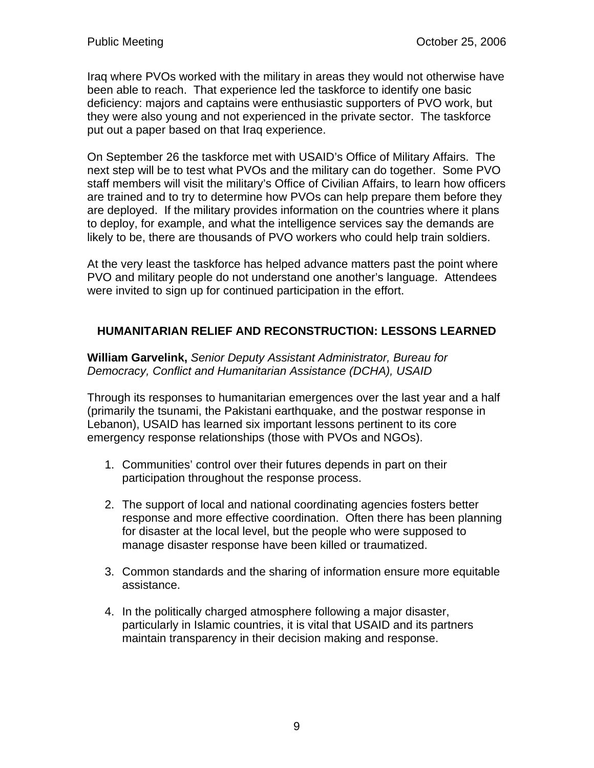Iraq where PVOs worked with the military in areas they would not otherwise have been able to reach. That experience led the taskforce to identify one basic deficiency: majors and captains were enthusiastic supporters of PVO work, but they were also young and not experienced in the private sector. The taskforce put out a paper based on that Iraq experience.

On September 26 the taskforce met with USAID's Office of Military Affairs. The next step will be to test what PVOs and the military can do together. Some PVO staff members will visit the military's Office of Civilian Affairs, to learn how officers are trained and to try to determine how PVOs can help prepare them before they are deployed. If the military provides information on the countries where it plans to deploy, for example, and what the intelligence services say the demands are likely to be, there are thousands of PVO workers who could help train soldiers.

At the very least the taskforce has helped advance matters past the point where PVO and military people do not understand one another's language. Attendees were invited to sign up for continued participation in the effort.

## HUMANITARIAN RELIEF AND RECONSTRUCTION: LESSONS LEARNED

**William Garvelink,** *Senior Deputy Assistant Administrator, Bureau for Democracy, Conflict and Humanitarian Assistance (DCHA), USAID*

Through its responses to humanitarian emergences over the last year and a half (primarily the tsunami, the Pakistani earthquake, and the postwar response in Lebanon), USAID has learned six important lessons pertinent to its core emergency response relationships (those with PVOs and NGOs).

1. Communities' control over their futures depends in part on their participation throughout the response process.

2. The support of local and national coordinating agencies fosters better response and more effective coordination. Often there has been planning for disaster at the local level, but the people who were supposed to manage disaster response have been killed or traumatized.

3. Common standards and the sharing of information ensure more equitable assistance.

4. In the politically charged atmosphere following a major disaster, particularly in Islamic countries, it is vital that USAID and its partners maintain transparency in their decision making and response.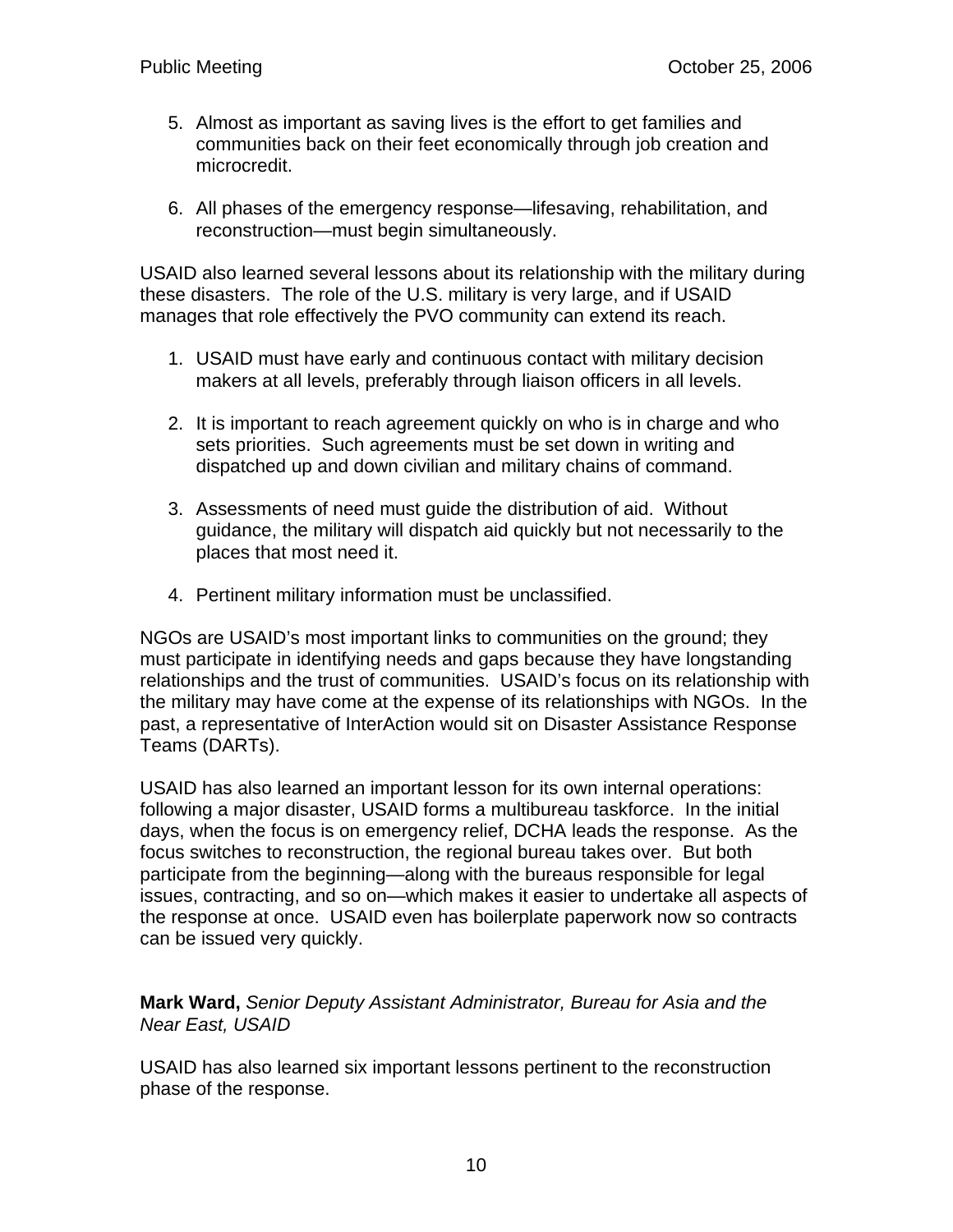5. Almost as important as saving lives is the effort to get families and communities back on their feet economically through job creation and microcredit.

6. All phases of the emergency response—lifesaving, rehabilitation, and reconstruction—must begin simultaneously.

USAID also learned several lessons about its relationship with the military during these disasters. The role of the U.S. military is very large, and if USAID manages that role effectively the PVO community can extend its reach.

1. USAID must have early and continuous contact with military decision makers at all levels, preferably through liaison officers in all levels.

2. It is important to reach agreement quickly on who is in charge and who sets priorities. Such agreements must be set down in writing and dispatched up and down civilian and military chains of command.

3. Assessments of need must guide the distribution of aid. Without guidance, the military will dispatch aid quickly but not necessarily to the places that most need it.

4. Pertinent military information must be unclassified.

NGOs are USAID's most important links to communities on the ground; they must participate in identifying needs and gaps because they have longstanding relationships and the trust of communities. USAID's focus on its relationship with the military may have come at the expense of its relationships with NGOs. In the past, a representative of InterAction would sit on Disaster Assistance Response Teams (DARTs).

USAID has also learned an important lesson for its own internal operations: following a major disaster, USAID forms a multibureau taskforce. In the initial days, when the focus is on emergency relief, DCHA leads the response. As the focus switches to reconstruction, the regional bureau takes over. But both participate from the beginning—along with the bureaus responsible for legal issues, contracting, and so on—which makes it easier to undertake all aspects of the response at once. USAID even has boilerplate paperwork now so contracts can be issued very quickly.

**Mark Ward,** *Senior Deputy Assistant Administrator, Bureau for Asia and the Near East, USAID*

USAID has also learned six important lessons pertinent to the reconstruction phase of the response.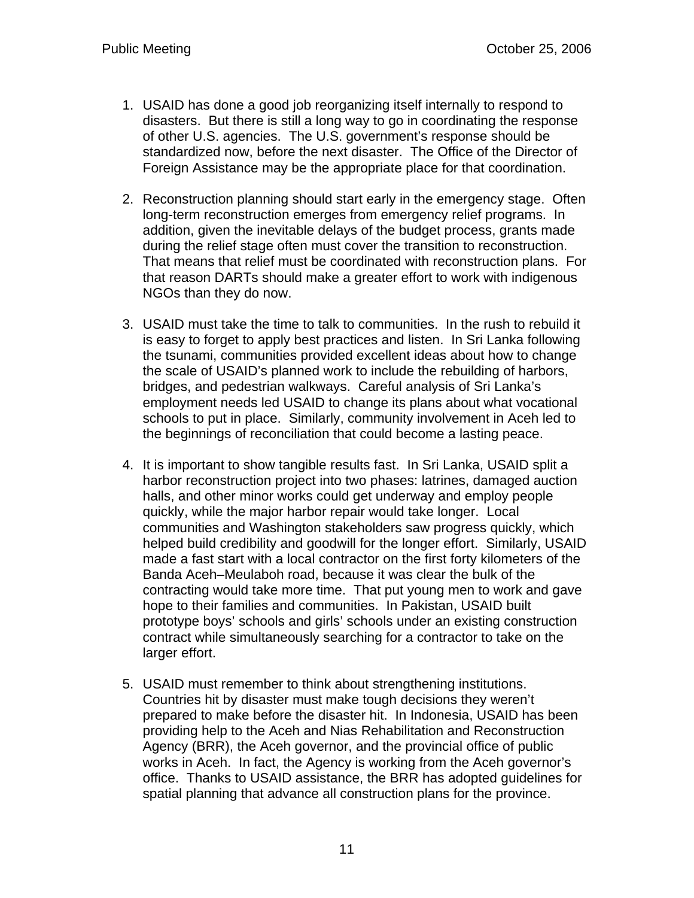1. USAID has done a good job reorganizing itself internally to respond to disasters. But there is still a long way to go in coordinating the response of other U.S. agencies. The U.S. government's response should be standardized now, before the next disaster. The Office of the Director of Foreign Assistance may be the appropriate place for that coordination.

2. Reconstruction planning should start early in the emergency stage. Often long-term reconstruction emerges from emergency relief programs. In addition, given the inevitable delays of the budget process, grants made during the relief stage often must cover the transition to reconstruction. That means that relief must be coordinated with reconstruction plans. For that reason DARTs should make a greater effort to work with indigenous NGOs than they do now.

3. USAID must take the time to talk to communities. In the rush to rebuild it is easy to forget to apply best practices and listen. In Sri Lanka following the tsunami, communities provided excellent ideas about how to change the scale of USAID's planned work to include the rebuilding of harbors, bridges, and pedestrian walkways. Careful analysis of Sri Lanka's employment needs led USAID to change its plans about what vocational schools to put in place. Similarly, community involvement in Aceh led to the beginnings of reconciliation that could become a lasting peace.

4. It is important to show tangible results fast. In Sri Lanka, USAID split a harbor reconstruction project into two phases: latrines, damaged auction halls, and other minor works could get underway and employ people quickly, while the major harbor repair would take longer. Local communities and Washington stakeholders saw progress quickly, which helped build credibility and goodwill for the longer effort. Similarly, USAID made a fast start with a local contractor on the first forty kilometers of the Banda Aceh–Meulaboh road, because it was clear the bulk of the contracting would take more time. That put young men to work and gave hope to their families and communities. In Pakistan, USAID built prototype boys' schools and girls' schools under an existing construction contract while simultaneously searching for a contractor to take on the larger effort.

5. USAID must remember to think about strengthening institutions. Countries hit by disaster must make tough decisions they weren't prepared to make before the disaster hit. In Indonesia, USAID has been providing help to the Aceh and Nias Rehabilitation and Reconstruction Agency (BRR), the Aceh governor, and the provincial office of public works in Aceh. In fact, the Agency is working from the Aceh governor's office. Thanks to USAID assistance, the BRR has adopted guidelines for spatial planning that advance all construction plans for the province.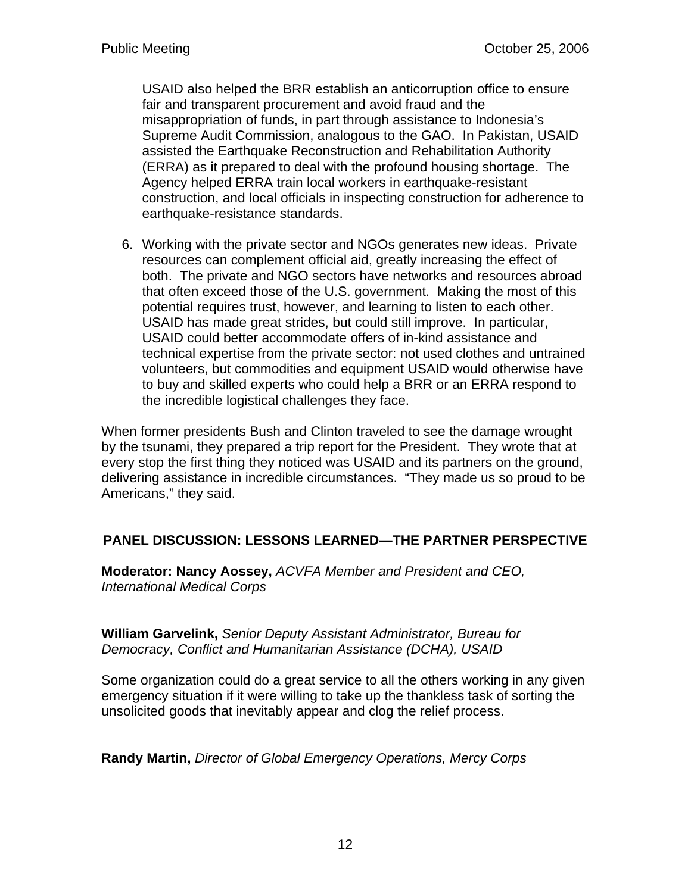USAID also helped the BRR establish an anticorruption office to ensure fair and transparent procurement and avoid fraud and the misappropriation of funds, in part through assistance to Indonesia's Supreme Audit Commission, analogous to the GAO. In Pakistan, USAID assisted the Earthquake Reconstruction and Rehabilitation Authority (ERRA) as it prepared to deal with the profound housing shortage. The Agency helped ERRA train local workers in earthquake-resistant construction, and local officials in inspecting construction for adherence to earthquake-resistance standards.

6. Working with the private sector and NGOs generates new ideas. Private resources can complement official aid, greatly increasing the effect of both. The private and NGO sectors have networks and resources abroad that often exceed those of the U.S. government. Making the most of this potential requires trust, however, and learning to listen to each other. USAID has made great strides, but could still improve. In particular, USAID could better accommodate offers of in-kind assistance and technical expertise from the private sector: not used clothes and untrained volunteers, but commodities and equipment USAID would otherwise have to buy and skilled experts who could help a BRR or an ERRA respond to the incredible logistical challenges they face.

When former presidents Bush and Clinton traveled to see the damage wrought by the tsunami, they prepared a trip report for the President. They wrote that at every stop the first thing they noticed was USAID and its partners on the ground, delivering assistance in incredible circumstances. "They made us so proud to be Americans," they said.

## PANEL DISCUSSION: LESSONS LEARNED—THE PARTNER PERSPECTIVE

**Moderator: Nancy Aossey,** *ACVFA Member and President and CEO, International Medical Corps*

**William Garvelink,** *Senior Deputy Assistant Administrator, Bureau for Democracy, Conflict and Humanitarian Assistance (DCHA), USAID*

Some organization could do a great service to all the others working in any given emergency situation if it were willing to take up the thankless task of sorting the unsolicited goods that inevitably appear and clog the relief process.

**Randy Martin,** *Director of Global Emergency Operations, Mercy Corps*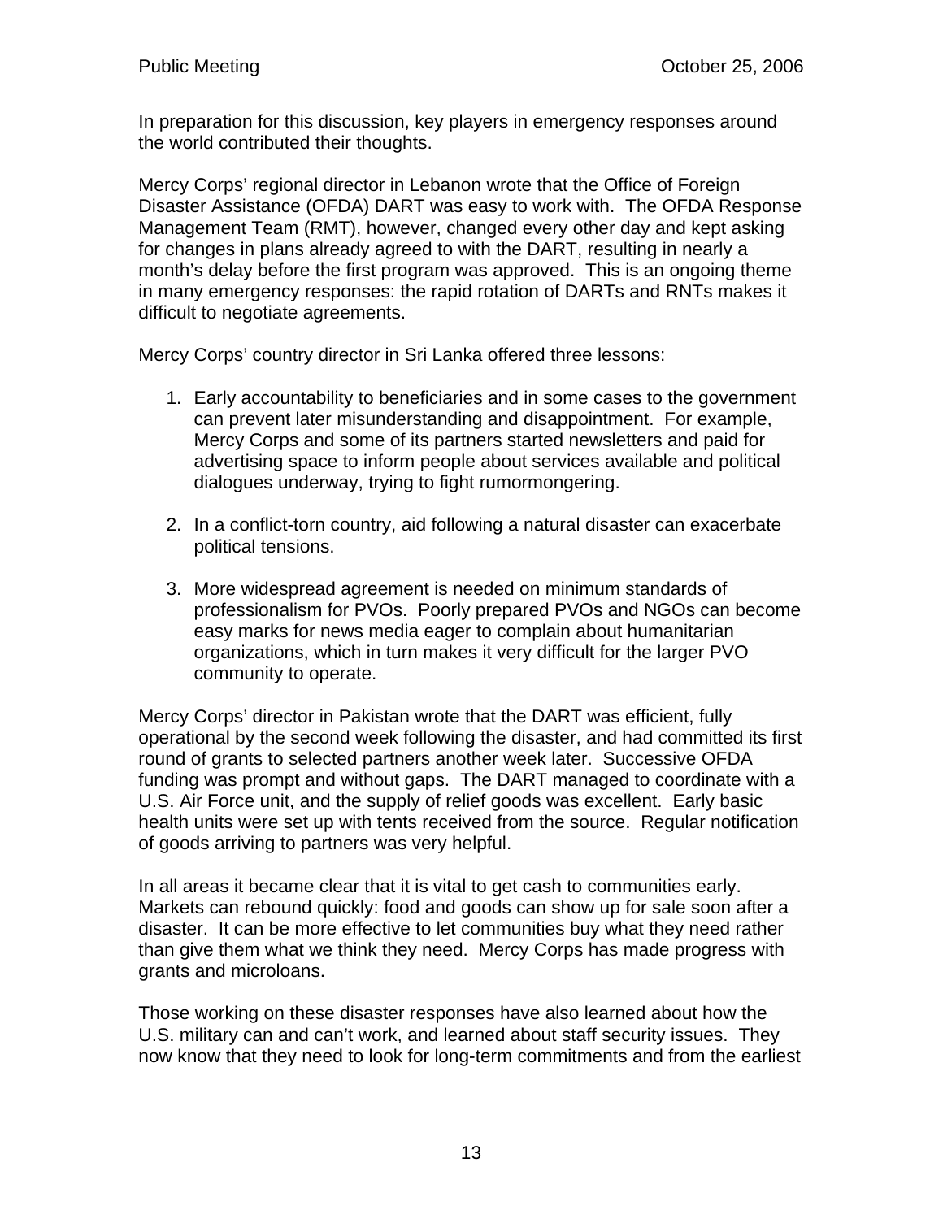In preparation for this discussion, key players in emergency responses around the world contributed their thoughts.

Mercy Corps' regional director in Lebanon wrote that the Office of Foreign Disaster Assistance (OFDA) DART was easy to work with. The OFDA Response Management Team (RMT), however, changed every other day and kept asking for changes in plans already agreed to with the DART, resulting in nearly a month's delay before the first program was approved. This is an ongoing theme in many emergency responses: the rapid rotation of DARTs and RNTs makes it difficult to negotiate agreements.

Mercy Corps' country director in Sri Lanka offered three lessons:

1. Early accountability to beneficiaries and in some cases to the government can prevent later misunderstanding and disappointment. For example, Mercy Corps and some of its partners started newsletters and paid for advertising space to inform people about services available and political dialogues underway, trying to fight rumormongering.

2. In a conflict-torn country, aid following a natural disaster can exacerbate political tensions.

3. More widespread agreement is needed on minimum standards of professionalism for PVOs. Poorly prepared PVOs and NGOs can become easy marks for news media eager to complain about humanitarian organizations, which in turn makes it very difficult for the larger PVO community to operate.

Mercy Corps' director in Pakistan wrote that the DART was efficient, fully operational by the second week following the disaster, and had committed its first round of grants to selected partners another week later. Successive OFDA funding was prompt and without gaps. The DART managed to coordinate with a U.S. Air Force unit, and the supply of relief goods was excellent. Early basic health units were set up with tents received from the source. Regular notification of goods arriving to partners was very helpful.

In all areas it became clear that it is vital to get cash to communities early. Markets can rebound quickly: food and goods can show up for sale soon after a disaster. It can be more effective to let communities buy what they need rather than give them what we think they need. Mercy Corps has made progress with grants and microloans.

Those working on these disaster responses have also learned about how the U.S. military can and can't work, and learned about staff security issues. They now know that they need to look for long-term commitments and from the earliest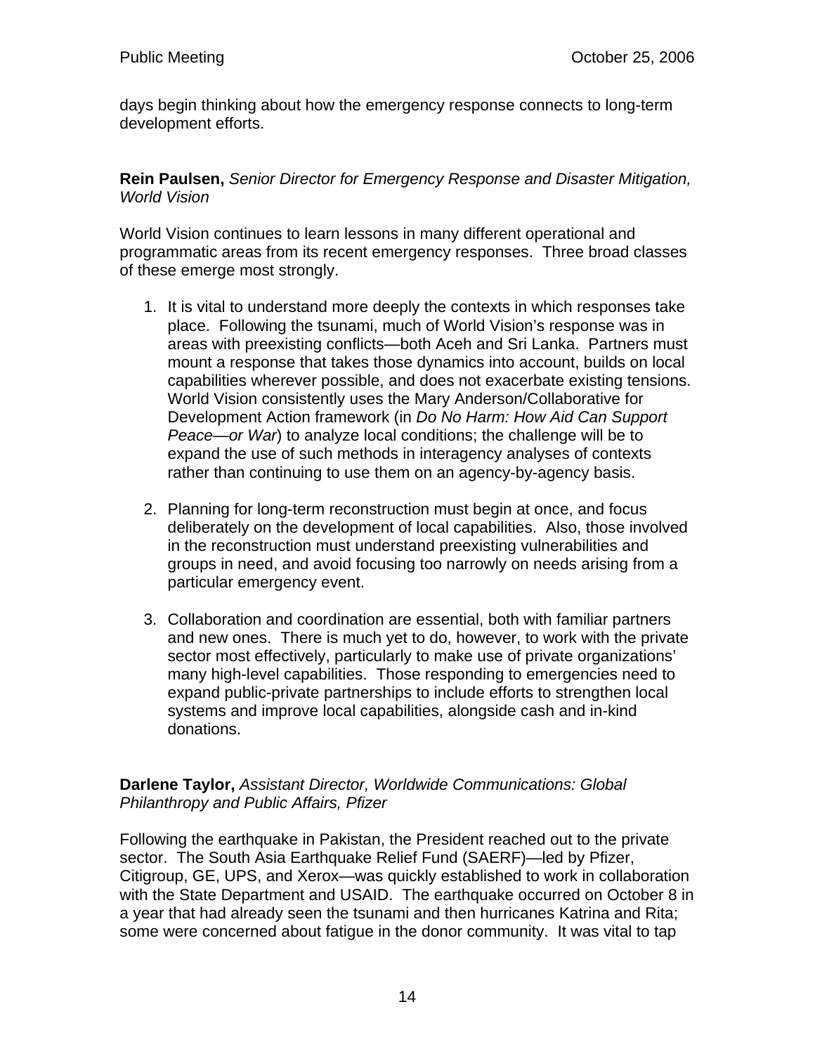days begin thinking about how the emergency response connects to long-term development efforts.

**Rein Paulsen,** *Senior Director for Emergency Response and Disaster Mitigation, World Vision*

World Vision continues to learn lessons in many different operational and programmatic areas from its recent emergency responses. Three broad classes of these emerge most strongly.

1. It is vital to understand more deeply the contexts in which responses take place. Following the tsunami, much of World Vision's response was in areas with preexisting conflicts—both Aceh and Sri Lanka. Partners must mount a response that takes those dynamics into account, builds on local capabilities wherever possible, and does not exacerbate existing tensions. World Vision consistently uses the Mary Anderson/Collaborative for Development Action framework (in *Do No Harm: How Aid Can Support Peace—or War*) to analyze local conditions; the challenge will be to expand the use of such methods in interagency analyses of contexts rather than continuing to use them on an agency-by-agency basis.

2. Planning for long-term reconstruction must begin at once, and focus deliberately on the development of local capabilities. Also, those involved in the reconstruction must understand preexisting vulnerabilities and groups in need, and avoid focusing too narrowly on needs arising from a particular emergency event.

3. Collaboration and coordination are essential, both with familiar partners and new ones. There is much yet to do, however, to work with the private sector most effectively, particularly to make use of private organizations' many high-level capabilities. Those responding to emergencies need to expand public-private partnerships to include efforts to strengthen local systems and improve local capabilities, alongside cash and in-kind donations.

**Darlene Taylor,** *Assistant Director, Worldwide Communications: Global Philanthropy and Public Affairs, Pfizer*

Following the earthquake in Pakistan, the President reached out to the private sector. The South Asia Earthquake Relief Fund (SAERF)—led by Pfizer, Citigroup, GE, UPS, and Xerox—was quickly established to work in collaboration with the State Department and USAID. The earthquake occurred on October 8 in a year that had already seen the tsunami and then hurricanes Katrina and Rita; some were concerned about fatigue in the donor community. It was vital to tap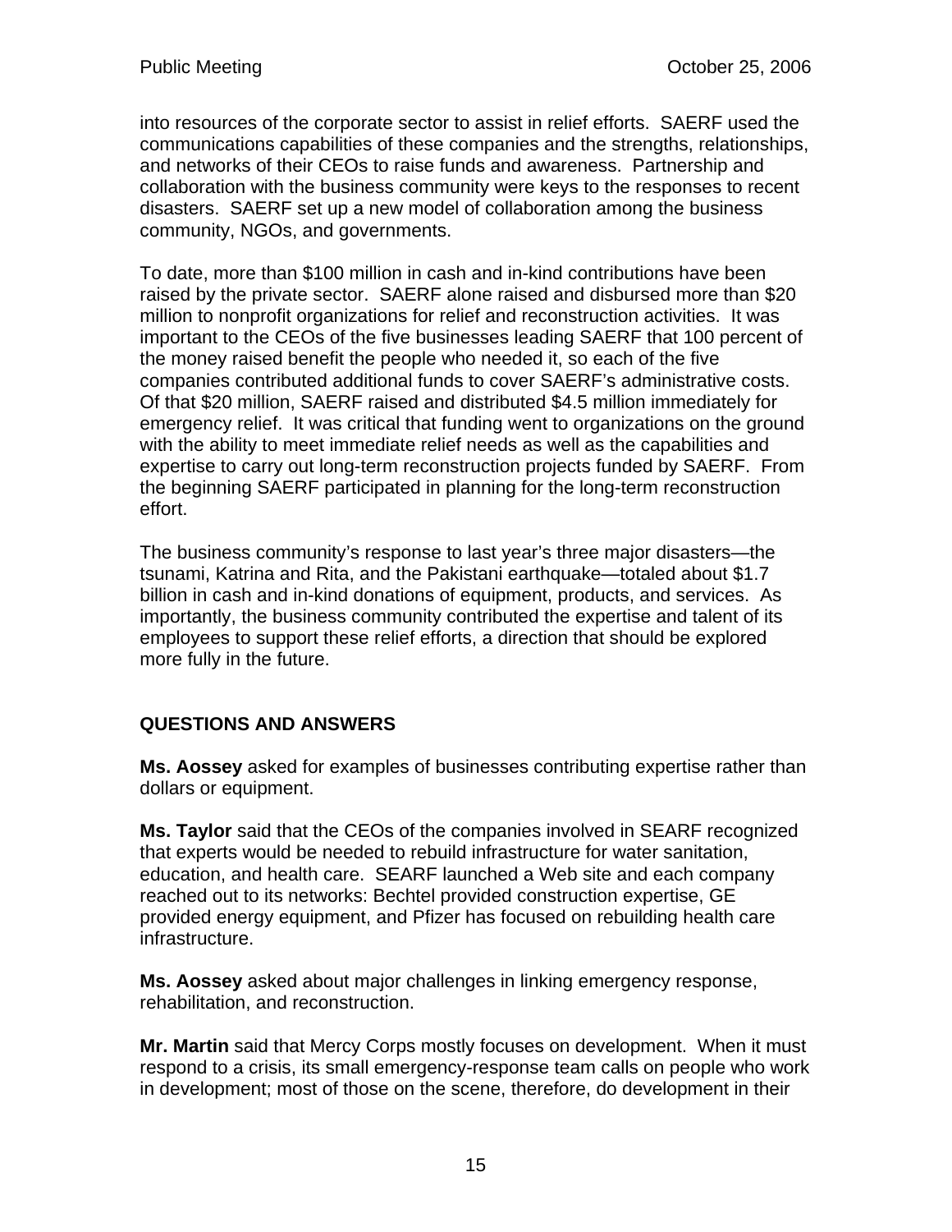into resources of the corporate sector to assist in relief efforts. SAERF used the communications capabilities of these companies and the strengths, relationships, and networks of their CEOs to raise funds and awareness. Partnership and collaboration with the business community were keys to the responses to recent disasters. SAERF set up a new model of collaboration among the business community, NGOs, and governments.

To date, more than $100 million in cash and in-kind contributions have been raised by the private sector. SAERF alone raised and disbursed more than $20 million to nonprofit organizations for relief and reconstruction activities. It was important to the CEOs of the five businesses leading SAERF that 100 percent of the money raised benefit the people who needed it, so each of the five companies contributed additional funds to cover SAERF's administrative costs. Of that $20 million, SAERF raised and distributed $4.5 million immediately for emergency relief. It was critical that funding went to organizations on the ground with the ability to meet immediate relief needs as well as the capabilities and expertise to carry out long-term reconstruction projects funded by SAERF. From the beginning SAERF participated in planning for the long-term reconstruction effort.

The business community's response to last year's three major disasters—the tsunami, Katrina and Rita, and the Pakistani earthquake—totaled about $1.7 billion in cash and in-kind donations of equipment, products, and services. As importantly, the business community contributed the expertise and talent of its employees to support these relief efforts, a direction that should be explored more fully in the future.

## QUESTIONS AND ANSWERS

**Ms. Aossey** asked for examples of businesses contributing expertise rather than dollars or equipment.

**Ms. Taylor** said that the CEOs of the companies involved in SEARF recognized that experts would be needed to rebuild infrastructure for water sanitation, education, and health care. SEARF launched a Web site and each company reached out to its networks: Bechtel provided construction expertise, GE provided energy equipment, and Pfizer has focused on rebuilding health care infrastructure.

**Ms. Aossey** asked about major challenges in linking emergency response, rehabilitation, and reconstruction.

**Mr. Martin** said that Mercy Corps mostly focuses on development. When it must respond to a crisis, its small emergency-response team calls on people who work in development; most of those on the scene, therefore, do development in their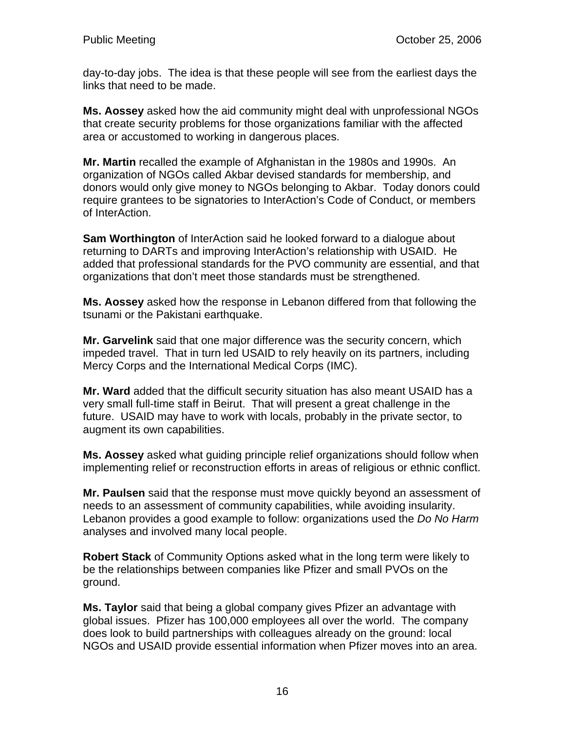day-to-day jobs. The idea is that these people will see from the earliest days the links that need to be made.

**Ms. Aossey** asked how the aid community might deal with unprofessional NGOs that create security problems for those organizations familiar with the affected area or accustomed to working in dangerous places.

**Mr. Martin** recalled the example of Afghanistan in the 1980s and 1990s. An organization of NGOs called Akbar devised standards for membership, and donors would only give money to NGOs belonging to Akbar. Today donors could require grantees to be signatories to InterAction's Code of Conduct, or members of InterAction.

**Sam Worthington** of InterAction said he looked forward to a dialogue about returning to DARTs and improving InterAction's relationship with USAID. He added that professional standards for the PVO community are essential, and that organizations that don't meet those standards must be strengthened.

**Ms. Aossey** asked how the response in Lebanon differed from that following the tsunami or the Pakistani earthquake.

**Mr. Garvelink** said that one major difference was the security concern, which impeded travel. That in turn led USAID to rely heavily on its partners, including Mercy Corps and the International Medical Corps (IMC).

**Mr. Ward** added that the difficult security situation has also meant USAID has a very small full-time staff in Beirut. That will present a great challenge in the future. USAID may have to work with locals, probably in the private sector, to augment its own capabilities.

**Ms. Aossey** asked what guiding principle relief organizations should follow when implementing relief or reconstruction efforts in areas of religious or ethnic conflict.

**Mr. Paulsen** said that the response must move quickly beyond an assessment of needs to an assessment of community capabilities, while avoiding insularity. Lebanon provides a good example to follow: organizations used the *Do No Harm* analyses and involved many local people.

**Robert Stack** of Community Options asked what in the long term were likely to be the relationships between companies like Pfizer and small PVOs on the ground.

**Ms. Taylor** said that being a global company gives Pfizer an advantage with global issues. Pfizer has 100,000 employees all over the world. The company does look to build partnerships with colleagues already on the ground: local NGOs and USAID provide essential information when Pfizer moves into an area.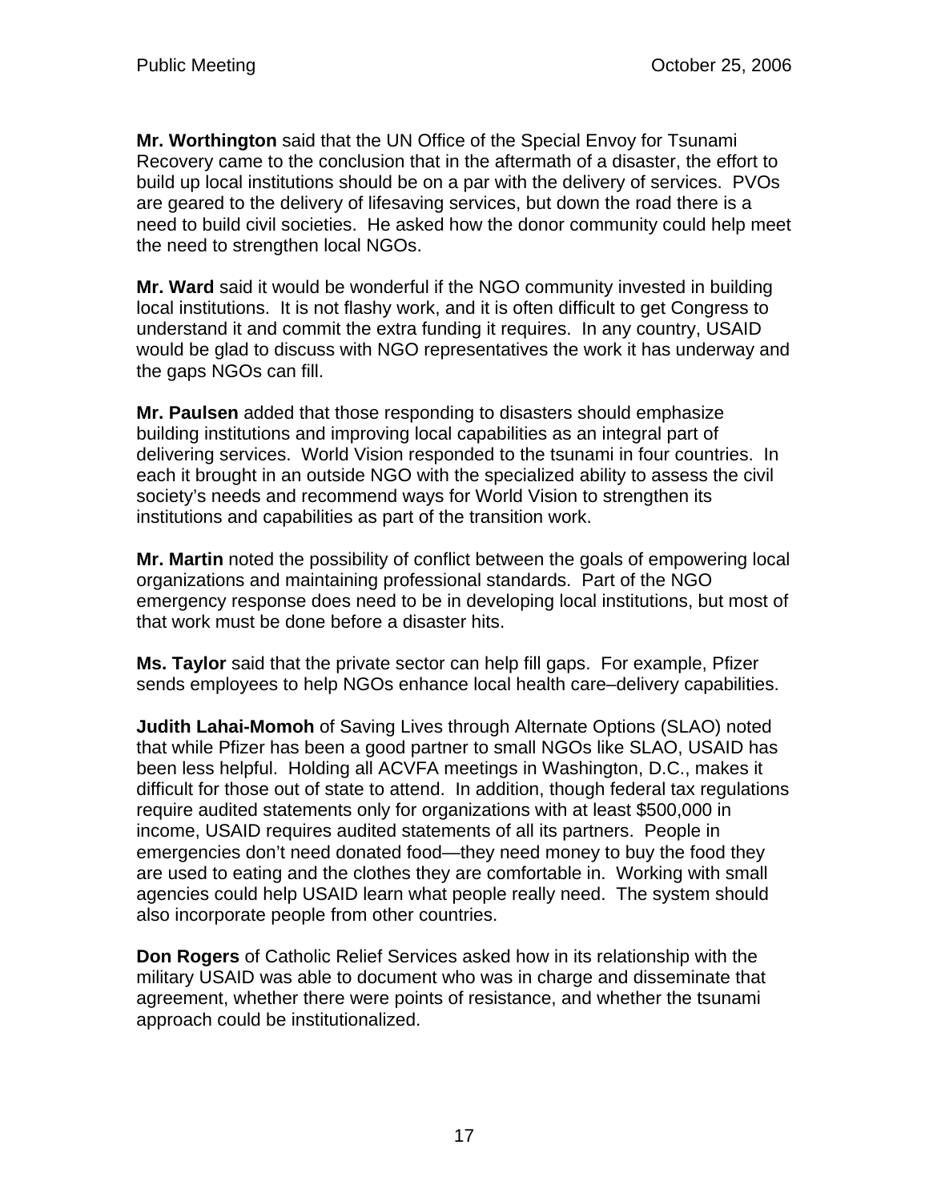**Mr. Worthington** said that the UN Office of the Special Envoy for Tsunami Recovery came to the conclusion that in the aftermath of a disaster, the effort to build up local institutions should be on a par with the delivery of services. PVOs are geared to the delivery of lifesaving services, but down the road there is a need to build civil societies. He asked how the donor community could help meet the need to strengthen local NGOs.

**Mr. Ward** said it would be wonderful if the NGO community invested in building local institutions. It is not flashy work, and it is often difficult to get Congress to understand it and commit the extra funding it requires. In any country, USAID would be glad to discuss with NGO representatives the work it has underway and the gaps NGOs can fill.

**Mr. Paulsen** added that those responding to disasters should emphasize building institutions and improving local capabilities as an integral part of delivering services. World Vision responded to the tsunami in four countries. In each it brought in an outside NGO with the specialized ability to assess the civil society's needs and recommend ways for World Vision to strengthen its institutions and capabilities as part of the transition work.

**Mr. Martin** noted the possibility of conflict between the goals of empowering local organizations and maintaining professional standards. Part of the NGO emergency response does need to be in developing local institutions, but most of that work must be done before a disaster hits.

**Ms. Taylor** said that the private sector can help fill gaps. For example, Pfizer sends employees to help NGOs enhance local health care–delivery capabilities.

**Judith Lahai-Momoh** of Saving Lives through Alternate Options (SLAO) noted that while Pfizer has been a good partner to small NGOs like SLAO, USAID has been less helpful. Holding all ACVFA meetings in Washington, D.C., makes it difficult for those out of state to attend. In addition, though federal tax regulations require audited statements only for organizations with at least $500,000 in income, USAID requires audited statements of all its partners. People in emergencies don't need donated food—they need money to buy the food they are used to eating and the clothes they are comfortable in. Working with small agencies could help USAID learn what people really need. The system should also incorporate people from other countries.

**Don Rogers** of Catholic Relief Services asked how in its relationship with the military USAID was able to document who was in charge and disseminate that agreement, whether there were points of resistance, and whether the tsunami approach could be institutionalized.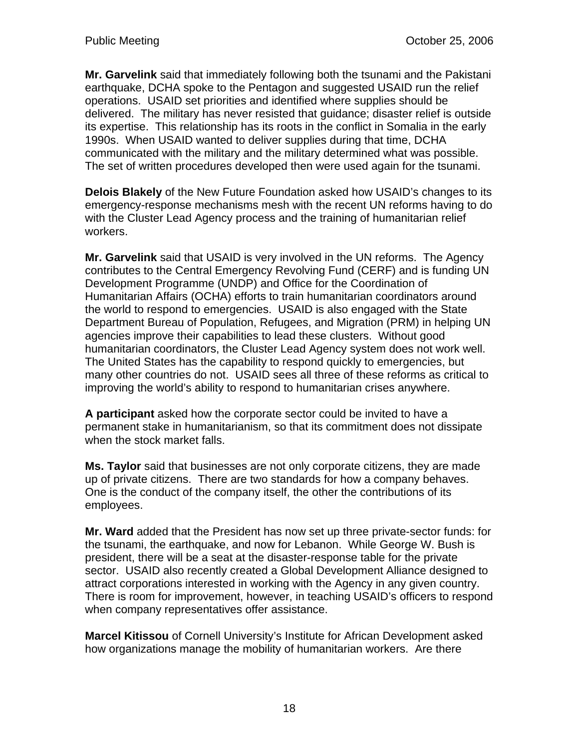**Mr. Garvelink** said that immediately following both the tsunami and the Pakistani earthquake, DCHA spoke to the Pentagon and suggested USAID run the relief operations. USAID set priorities and identified where supplies should be delivered. The military has never resisted that guidance; disaster relief is outside its expertise. This relationship has its roots in the conflict in Somalia in the early 1990s. When USAID wanted to deliver supplies during that time, DCHA communicated with the military and the military determined what was possible. The set of written procedures developed then were used again for the tsunami.

**Delois Blakely** of the New Future Foundation asked how USAID's changes to its emergency-response mechanisms mesh with the recent UN reforms having to do with the Cluster Lead Agency process and the training of humanitarian relief workers.

**Mr. Garvelink** said that USAID is very involved in the UN reforms. The Agency contributes to the Central Emergency Revolving Fund (CERF) and is funding UN Development Programme (UNDP) and Office for the Coordination of Humanitarian Affairs (OCHA) efforts to train humanitarian coordinators around the world to respond to emergencies. USAID is also engaged with the State Department Bureau of Population, Refugees, and Migration (PRM) in helping UN agencies improve their capabilities to lead these clusters. Without good humanitarian coordinators, the Cluster Lead Agency system does not work well. The United States has the capability to respond quickly to emergencies, but many other countries do not. USAID sees all three of these reforms as critical to improving the world's ability to respond to humanitarian crises anywhere.

**A participant** asked how the corporate sector could be invited to have a permanent stake in humanitarianism, so that its commitment does not dissipate when the stock market falls.

**Ms. Taylor** said that businesses are not only corporate citizens, they are made up of private citizens. There are two standards for how a company behaves. One is the conduct of the company itself, the other the contributions of its employees.

**Mr. Ward** added that the President has now set up three private-sector funds: for the tsunami, the earthquake, and now for Lebanon. While George W. Bush is president, there will be a seat at the disaster-response table for the private sector. USAID also recently created a Global Development Alliance designed to attract corporations interested in working with the Agency in any given country. There is room for improvement, however, in teaching USAID's officers to respond when company representatives offer assistance.

**Marcel Kitissou** of Cornell University's Institute for African Development asked how organizations manage the mobility of humanitarian workers. Are there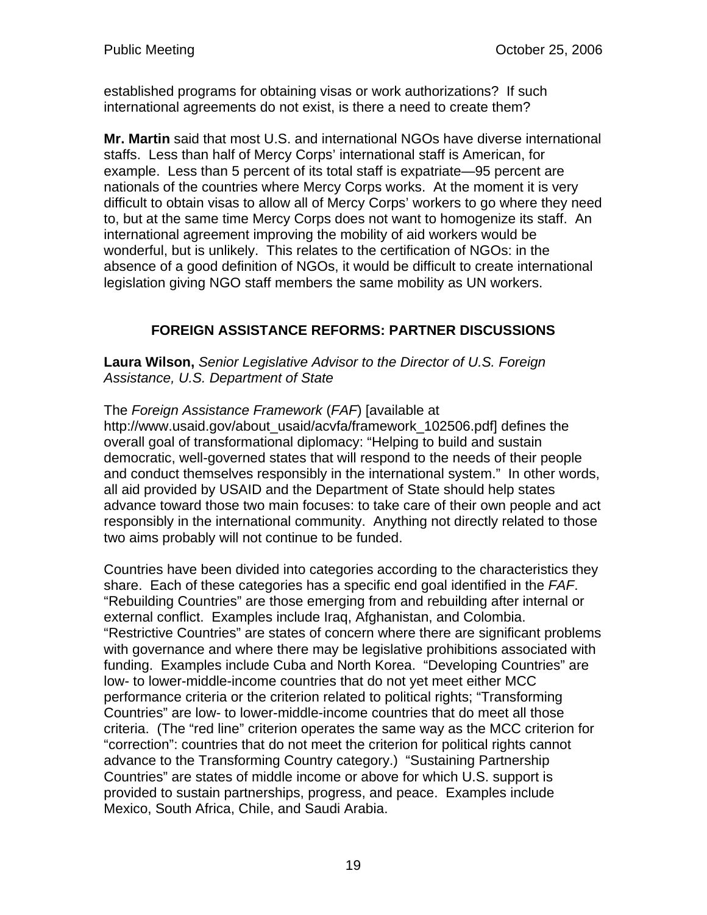established programs for obtaining visas or work authorizations? If such international agreements do not exist, is there a need to create them?

**Mr. Martin** said that most U.S. and international NGOs have diverse international staffs. Less than half of Mercy Corps' international staff is American, for example. Less than 5 percent of its total staff is expatriate—95 percent are nationals of the countries where Mercy Corps works. At the moment it is very difficult to obtain visas to allow all of Mercy Corps' workers to go where they need to, but at the same time Mercy Corps does not want to homogenize its staff. An international agreement improving the mobility of aid workers would be wonderful, but is unlikely. This relates to the certification of NGOs: in the absence of a good definition of NGOs, it would be difficult to create international legislation giving NGO staff members the same mobility as UN workers.

## FOREIGN ASSISTANCE REFORMS: PARTNER DISCUSSIONS

**Laura Wilson,** *Senior Legislative Advisor to the Director of U.S. Foreign Assistance, U.S. Department of State*

The *Foreign Assistance Framework* (*FAF*) [available at http://www.usaid.gov/about_usaid/acvfa/framework_102506.pdf] defines the overall goal of transformational diplomacy: "Helping to build and sustain democratic, well-governed states that will respond to the needs of their people and conduct themselves responsibly in the international system." In other words, all aid provided by USAID and the Department of State should help states advance toward those two main focuses: to take care of their own people and act responsibly in the international community. Anything not directly related to those two aims probably will not continue to be funded.

Countries have been divided into categories according to the characteristics they share. Each of these categories has a specific end goal identified in the *FAF*. "Rebuilding Countries" are those emerging from and rebuilding after internal or external conflict. Examples include Iraq, Afghanistan, and Colombia. "Restrictive Countries" are states of concern where there are significant problems with governance and where there may be legislative prohibitions associated with funding. Examples include Cuba and North Korea. "Developing Countries" are low- to lower-middle-income countries that do not yet meet either MCC performance criteria or the criterion related to political rights; "Transforming Countries" are low- to lower-middle-income countries that do meet all those criteria. (The "red line" criterion operates the same way as the MCC criterion for "correction": countries that do not meet the criterion for political rights cannot advance to the Transforming Country category.) "Sustaining Partnership Countries" are states of middle income or above for which U.S. support is provided to sustain partnerships, progress, and peace. Examples include Mexico, South Africa, Chile, and Saudi Arabia.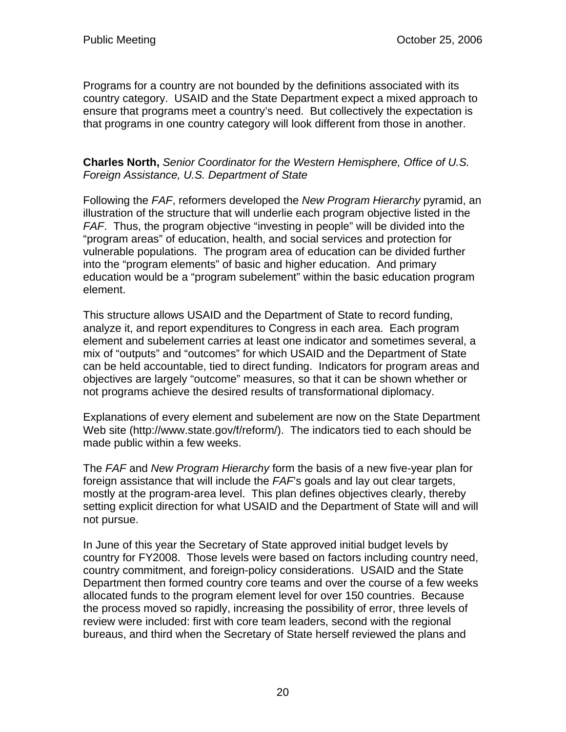Programs for a country are not bounded by the definitions associated with its country category. USAID and the State Department expect a mixed approach to ensure that programs meet a country's need. But collectively the expectation is that programs in one country category will look different from those in another.

**Charles North,** *Senior Coordinator for the Western Hemisphere, Office of U.S. Foreign Assistance, U.S. Department of State*

Following the *FAF*, reformers developed the *New Program Hierarchy* pyramid, an illustration of the structure that will underlie each program objective listed in the *FAF*. Thus, the program objective "investing in people" will be divided into the "program areas" of education, health, and social services and protection for vulnerable populations. The program area of education can be divided further into the "program elements" of basic and higher education. And primary education would be a "program subelement" within the basic education program element.

This structure allows USAID and the Department of State to record funding, analyze it, and report expenditures to Congress in each area. Each program element and subelement carries at least one indicator and sometimes several, a mix of "outputs" and "outcomes" for which USAID and the Department of State can be held accountable, tied to direct funding. Indicators for program areas and objectives are largely "outcome" measures, so that it can be shown whether or not programs achieve the desired results of transformational diplomacy.

Explanations of every element and subelement are now on the State Department Web site (http://www.state.gov/f/reform/). The indicators tied to each should be made public within a few weeks.

The *FAF* and *New Program Hierarchy* form the basis of a new five-year plan for foreign assistance that will include the *FAF*'s goals and lay out clear targets, mostly at the program-area level. This plan defines objectives clearly, thereby setting explicit direction for what USAID and the Department of State will and will not pursue.

In June of this year the Secretary of State approved initial budget levels by country for FY2008. Those levels were based on factors including country need, country commitment, and foreign-policy considerations. USAID and the State Department then formed country core teams and over the course of a few weeks allocated funds to the program element level for over 150 countries. Because the process moved so rapidly, increasing the possibility of error, three levels of review were included: first with core team leaders, second with the regional bureaus, and third when the Secretary of State herself reviewed the plans and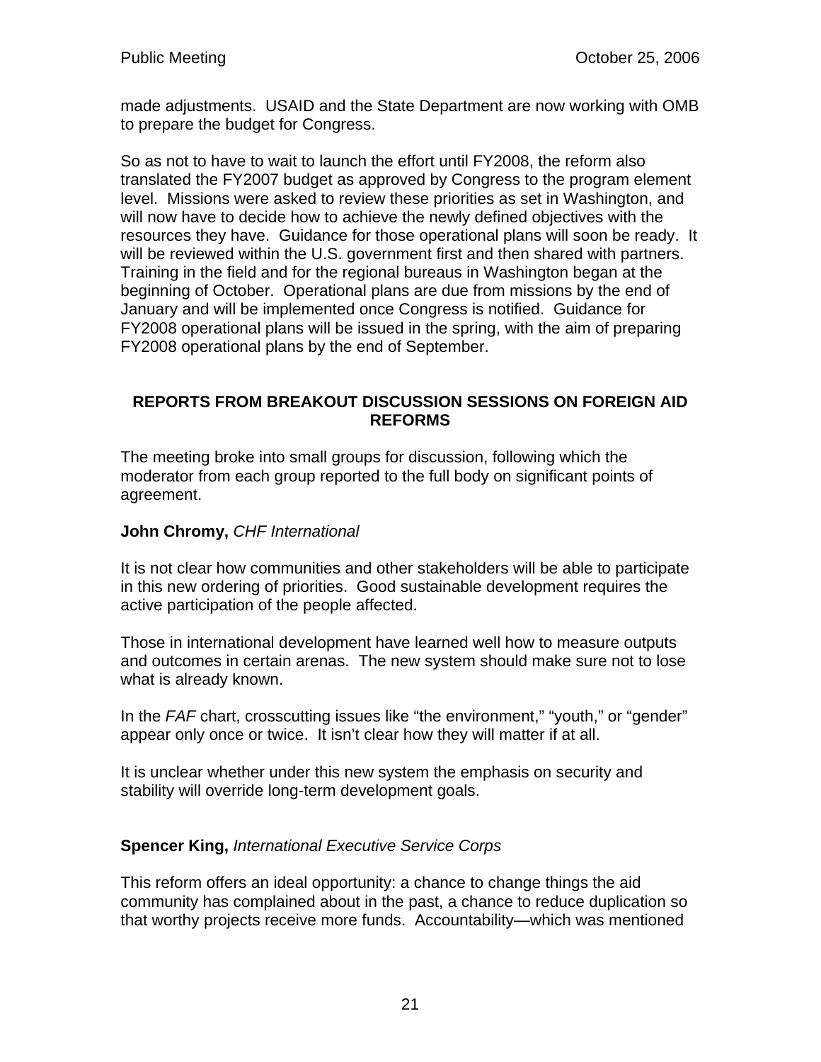made adjustments. USAID and the State Department are now working with OMB to prepare the budget for Congress.

So as not to have to wait to launch the effort until FY2008, the reform also translated the FY2007 budget as approved by Congress to the program element level. Missions were asked to review these priorities as set in Washington, and will now have to decide how to achieve the newly defined objectives with the resources they have. Guidance for those operational plans will soon be ready. It will be reviewed within the U.S. government first and then shared with partners. Training in the field and for the regional bureaus in Washington began at the beginning of October. Operational plans are due from missions by the end of January and will be implemented once Congress is notified. Guidance for FY2008 operational plans will be issued in the spring, with the aim of preparing FY2008 operational plans by the end of September.

## REPORTS FROM BREAKOUT DISCUSSION SESSIONS ON FOREIGN AID REFORMS

The meeting broke into small groups for discussion, following which the moderator from each group reported to the full body on significant points of agreement.

**John Chromy,** *CHF International*

It is not clear how communities and other stakeholders will be able to participate in this new ordering of priorities. Good sustainable development requires the active participation of the people affected.

Those in international development have learned well how to measure outputs and outcomes in certain arenas. The new system should make sure not to lose what is already known.

In the *FAF* chart, crosscutting issues like "the environment," "youth," or "gender" appear only once or twice. It isn't clear how they will matter if at all.

It is unclear whether under this new system the emphasis on security and stability will override long-term development goals.

**Spencer King,** *International Executive Service Corps*

This reform offers an ideal opportunity: a chance to change things the aid community has complained about in the past, a chance to reduce duplication so that worthy projects receive more funds. Accountability—which was mentioned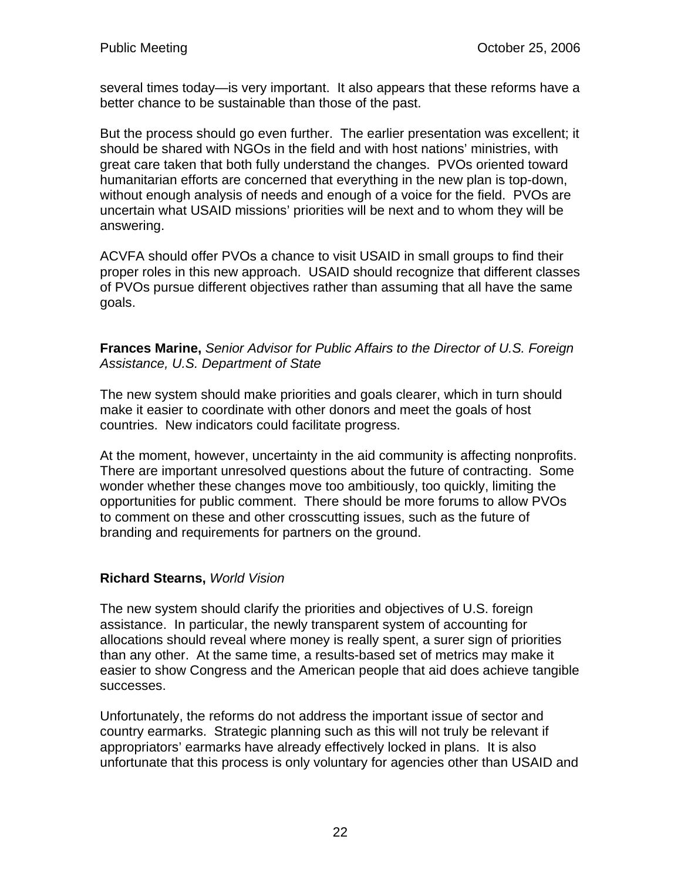several times today—is very important. It also appears that these reforms have a better chance to be sustainable than those of the past.

But the process should go even further. The earlier presentation was excellent; it should be shared with NGOs in the field and with host nations' ministries, with great care taken that both fully understand the changes. PVOs oriented toward humanitarian efforts are concerned that everything in the new plan is top-down, without enough analysis of needs and enough of a voice for the field. PVOs are uncertain what USAID missions' priorities will be next and to whom they will be answering.

ACVFA should offer PVOs a chance to visit USAID in small groups to find their proper roles in this new approach. USAID should recognize that different classes of PVOs pursue different objectives rather than assuming that all have the same goals.

**Frances Marine,** *Senior Advisor for Public Affairs to the Director of U.S. Foreign Assistance, U.S. Department of State*

The new system should make priorities and goals clearer, which in turn should make it easier to coordinate with other donors and meet the goals of host countries. New indicators could facilitate progress.

At the moment, however, uncertainty in the aid community is affecting nonprofits. There are important unresolved questions about the future of contracting. Some wonder whether these changes move too ambitiously, too quickly, limiting the opportunities for public comment. There should be more forums to allow PVOs to comment on these and other crosscutting issues, such as the future of branding and requirements for partners on the ground.

**Richard Stearns,** *World Vision*

The new system should clarify the priorities and objectives of U.S. foreign assistance. In particular, the newly transparent system of accounting for allocations should reveal where money is really spent, a surer sign of priorities than any other. At the same time, a results-based set of metrics may make it easier to show Congress and the American people that aid does achieve tangible successes.

Unfortunately, the reforms do not address the important issue of sector and country earmarks. Strategic planning such as this will not truly be relevant if appropriators' earmarks have already effectively locked in plans. It is also unfortunate that this process is only voluntary for agencies other than USAID and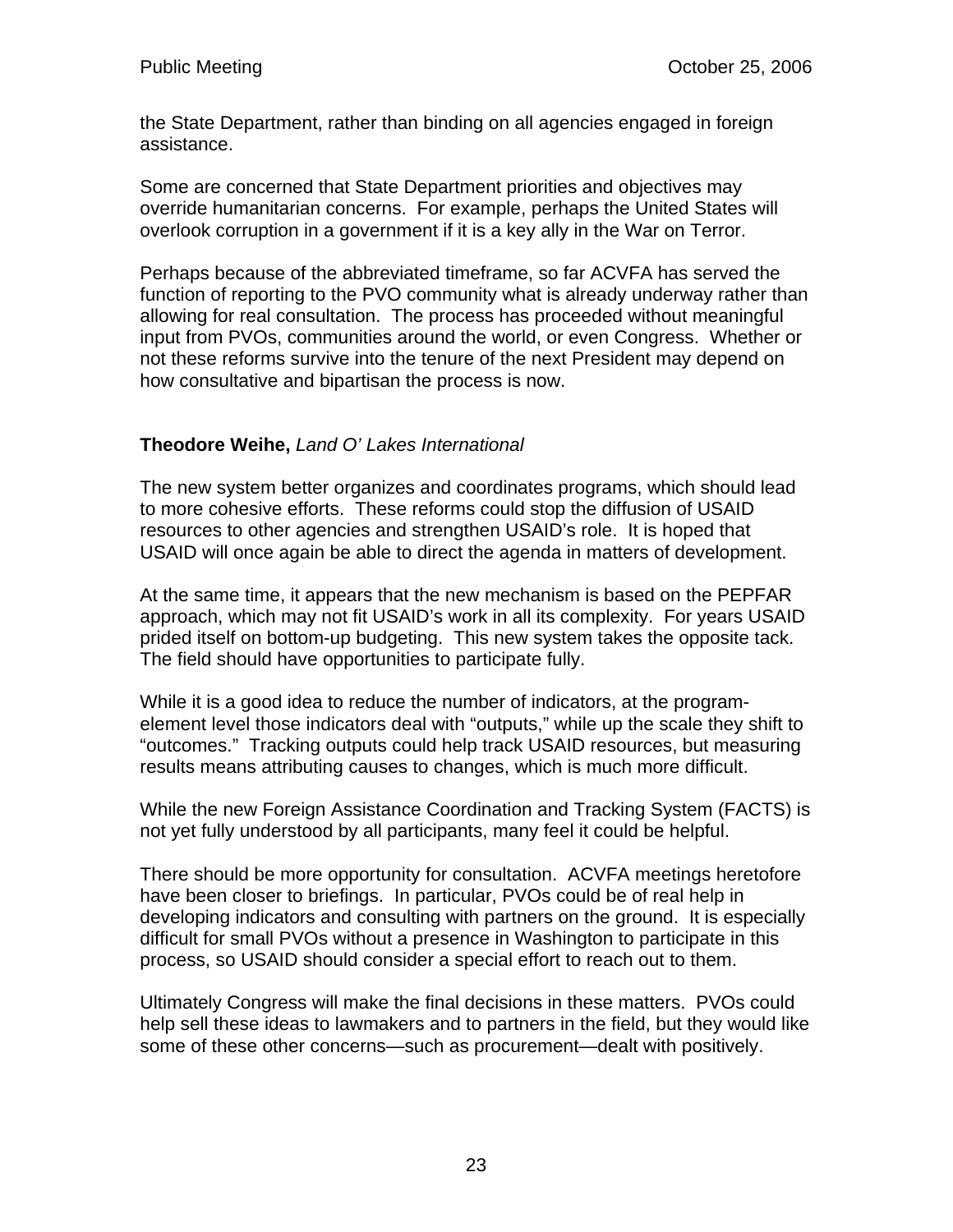the State Department, rather than binding on all agencies engaged in foreign assistance.

Some are concerned that State Department priorities and objectives may override humanitarian concerns. For example, perhaps the United States will overlook corruption in a government if it is a key ally in the War on Terror.

Perhaps because of the abbreviated timeframe, so far ACVFA has served the function of reporting to the PVO community what is already underway rather than allowing for real consultation. The process has proceeded without meaningful input from PVOs, communities around the world, or even Congress. Whether or not these reforms survive into the tenure of the next President may depend on how consultative and bipartisan the process is now.

**Theodore Weihe,** *Land O' Lakes International*

The new system better organizes and coordinates programs, which should lead to more cohesive efforts. These reforms could stop the diffusion of USAID resources to other agencies and strengthen USAID's role. It is hoped that USAID will once again be able to direct the agenda in matters of development.

At the same time, it appears that the new mechanism is based on the PEPFAR approach, which may not fit USAID's work in all its complexity. For years USAID prided itself on bottom-up budgeting. This new system takes the opposite tack. The field should have opportunities to participate fully.

While it is a good idea to reduce the number of indicators, at the program-element level those indicators deal with "outputs," while up the scale they shift to "outcomes." Tracking outputs could help track USAID resources, but measuring results means attributing causes to changes, which is much more difficult.

While the new Foreign Assistance Coordination and Tracking System (FACTS) is not yet fully understood by all participants, many feel it could be helpful.

There should be more opportunity for consultation. ACVFA meetings heretofore have been closer to briefings. In particular, PVOs could be of real help in developing indicators and consulting with partners on the ground. It is especially difficult for small PVOs without a presence in Washington to participate in this process, so USAID should consider a special effort to reach out to them.

Ultimately Congress will make the final decisions in these matters. PVOs could help sell these ideas to lawmakers and to partners in the field, but they would like some of these other concerns—such as procurement—dealt with positively.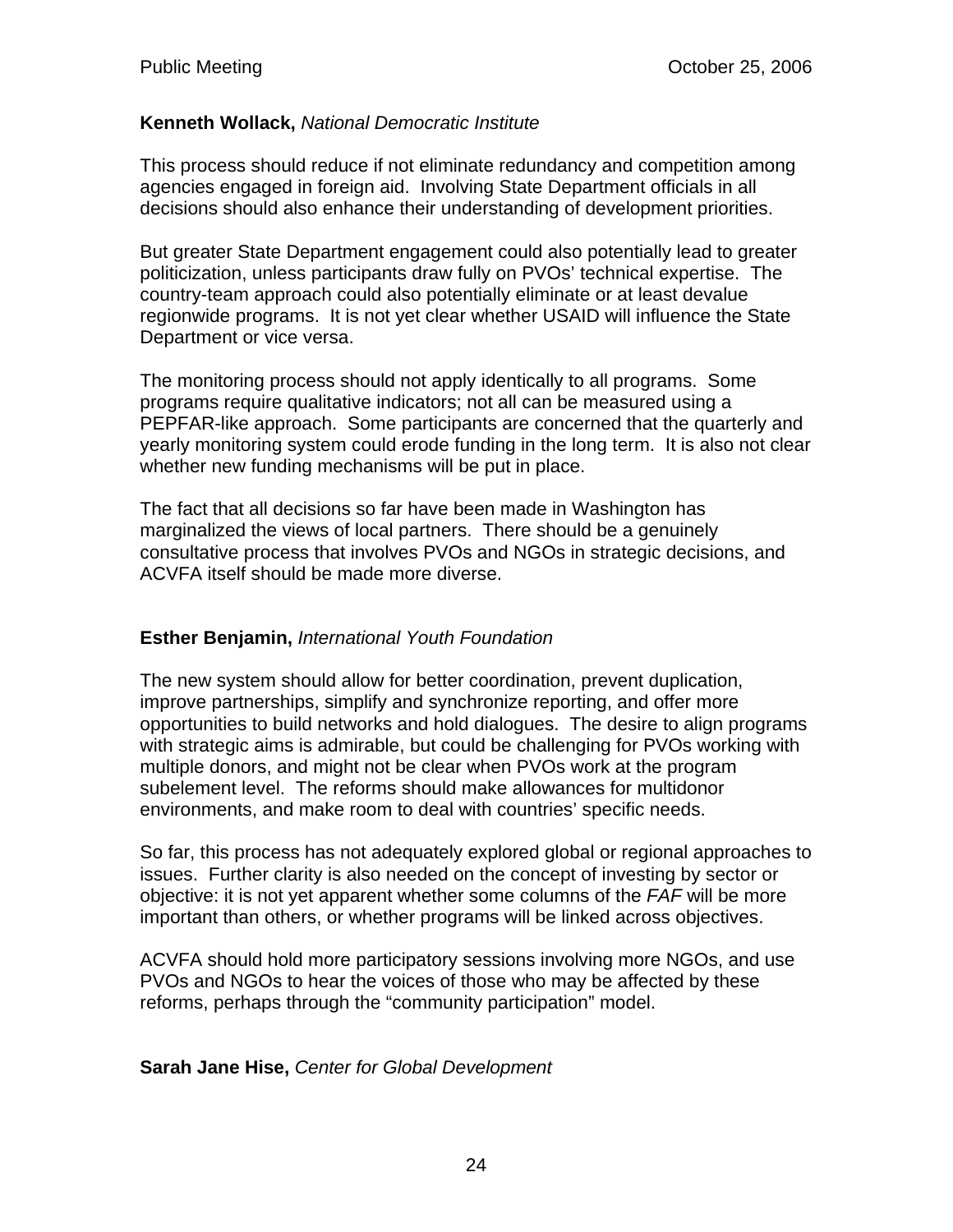**Kenneth Wollack,** *National Democratic Institute*

This process should reduce if not eliminate redundancy and competition among agencies engaged in foreign aid. Involving State Department officials in all decisions should also enhance their understanding of development priorities.

But greater State Department engagement could also potentially lead to greater politicization, unless participants draw fully on PVOs' technical expertise. The country-team approach could also potentially eliminate or at least devalue regionwide programs. It is not yet clear whether USAID will influence the State Department or vice versa.

The monitoring process should not apply identically to all programs. Some programs require qualitative indicators; not all can be measured using a PEPFAR-like approach. Some participants are concerned that the quarterly and yearly monitoring system could erode funding in the long term. It is also not clear whether new funding mechanisms will be put in place.

The fact that all decisions so far have been made in Washington has marginalized the views of local partners. There should be a genuinely consultative process that involves PVOs and NGOs in strategic decisions, and ACVFA itself should be made more diverse.

**Esther Benjamin,** *International Youth Foundation*

The new system should allow for better coordination, prevent duplication, improve partnerships, simplify and synchronize reporting, and offer more opportunities to build networks and hold dialogues. The desire to align programs with strategic aims is admirable, but could be challenging for PVOs working with multiple donors, and might not be clear when PVOs work at the program subelement level. The reforms should make allowances for multidonor environments, and make room to deal with countries' specific needs.

So far, this process has not adequately explored global or regional approaches to issues. Further clarity is also needed on the concept of investing by sector or objective: it is not yet apparent whether some columns of the *FAF* will be more important than others, or whether programs will be linked across objectives.

ACVFA should hold more participatory sessions involving more NGOs, and use PVOs and NGOs to hear the voices of those who may be affected by these reforms, perhaps through the "community participation" model.

**Sarah Jane Hise,** *Center for Global Development*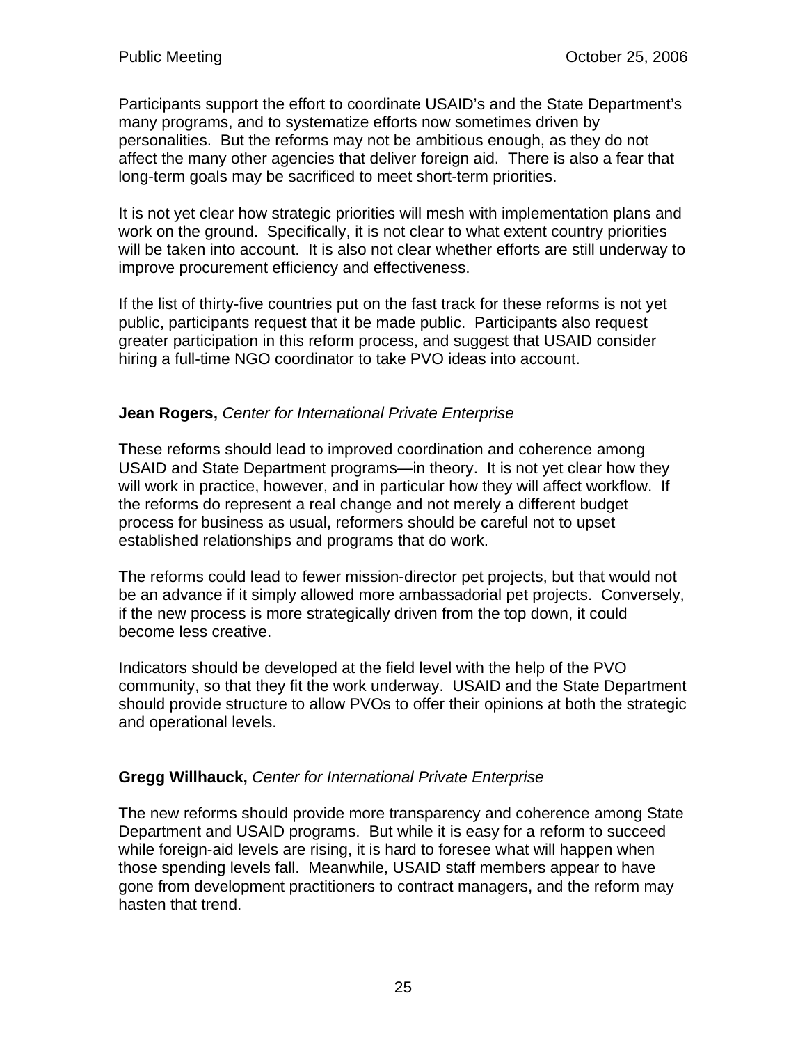Participants support the effort to coordinate USAID's and the State Department's many programs, and to systematize efforts now sometimes driven by personalities. But the reforms may not be ambitious enough, as they do not affect the many other agencies that deliver foreign aid. There is also a fear that long-term goals may be sacrificed to meet short-term priorities.

It is not yet clear how strategic priorities will mesh with implementation plans and work on the ground. Specifically, it is not clear to what extent country priorities will be taken into account. It is also not clear whether efforts are still underway to improve procurement efficiency and effectiveness.

If the list of thirty-five countries put on the fast track for these reforms is not yet public, participants request that it be made public. Participants also request greater participation in this reform process, and suggest that USAID consider hiring a full-time NGO coordinator to take PVO ideas into account.

**Jean Rogers,** *Center for International Private Enterprise*

These reforms should lead to improved coordination and coherence among USAID and State Department programs—in theory. It is not yet clear how they will work in practice, however, and in particular how they will affect workflow. If the reforms do represent a real change and not merely a different budget process for business as usual, reformers should be careful not to upset established relationships and programs that do work.

The reforms could lead to fewer mission-director pet projects, but that would not be an advance if it simply allowed more ambassadorial pet projects. Conversely, if the new process is more strategically driven from the top down, it could become less creative.

Indicators should be developed at the field level with the help of the PVO community, so that they fit the work underway. USAID and the State Department should provide structure to allow PVOs to offer their opinions at both the strategic and operational levels.

**Gregg Willhauck,** *Center for International Private Enterprise*

The new reforms should provide more transparency and coherence among State Department and USAID programs. But while it is easy for a reform to succeed while foreign-aid levels are rising, it is hard to foresee what will happen when those spending levels fall. Meanwhile, USAID staff members appear to have gone from development practitioners to contract managers, and the reform may hasten that trend.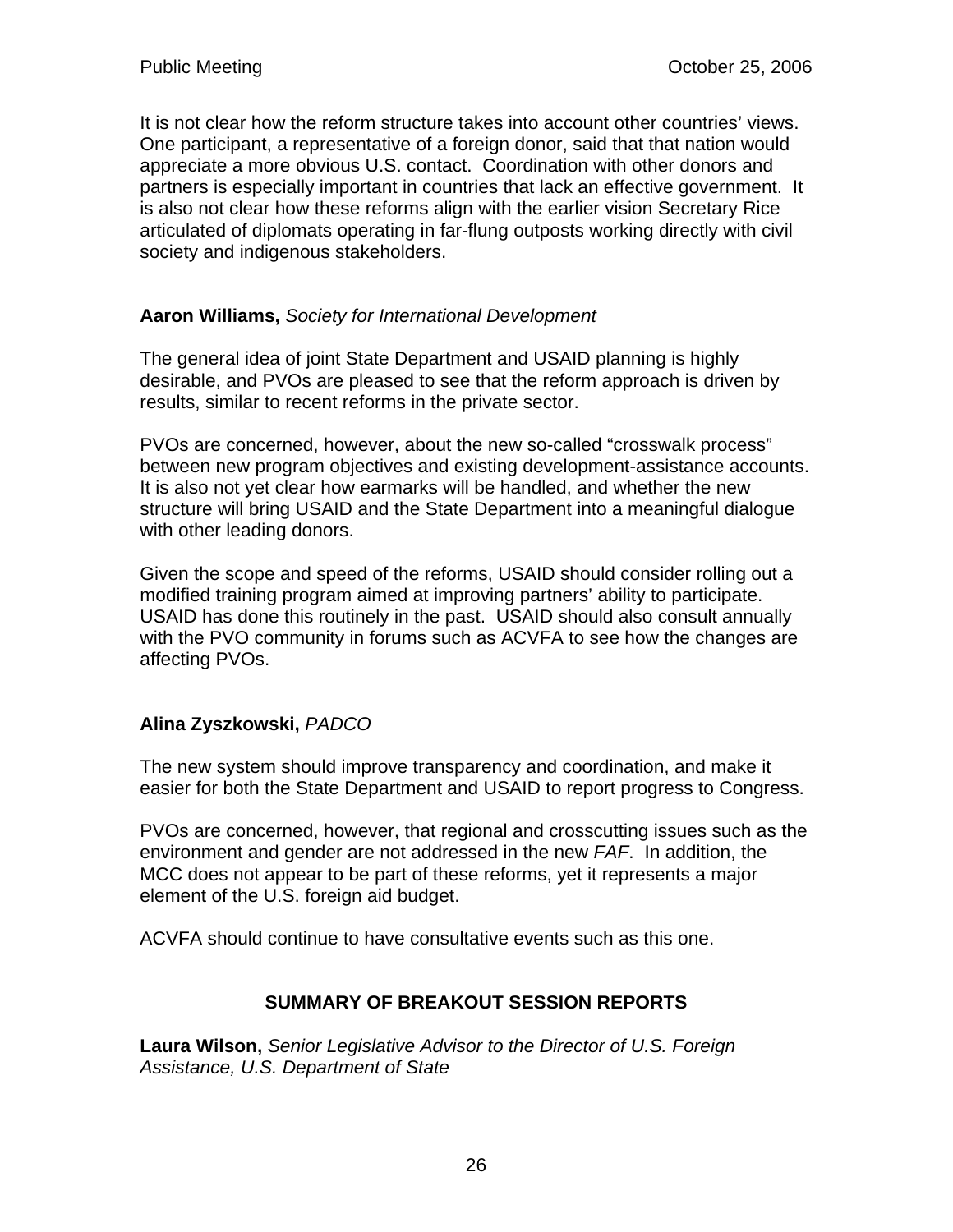It is not clear how the reform structure takes into account other countries' views. One participant, a representative of a foreign donor, said that that nation would appreciate a more obvious U.S. contact. Coordination with other donors and partners is especially important in countries that lack an effective government. It is also not clear how these reforms align with the earlier vision Secretary Rice articulated of diplomats operating in far-flung outposts working directly with civil society and indigenous stakeholders.

**Aaron Williams,** *Society for International Development*

The general idea of joint State Department and USAID planning is highly desirable, and PVOs are pleased to see that the reform approach is driven by results, similar to recent reforms in the private sector.

PVOs are concerned, however, about the new so-called "crosswalk process" between new program objectives and existing development-assistance accounts. It is also not yet clear how earmarks will be handled, and whether the new structure will bring USAID and the State Department into a meaningful dialogue with other leading donors.

Given the scope and speed of the reforms, USAID should consider rolling out a modified training program aimed at improving partners' ability to participate. USAID has done this routinely in the past. USAID should also consult annually with the PVO community in forums such as ACVFA to see how the changes are affecting PVOs.

**Alina Zyszkowski,** *PADCO*

The new system should improve transparency and coordination, and make it easier for both the State Department and USAID to report progress to Congress.

PVOs are concerned, however, that regional and crosscutting issues such as the environment and gender are not addressed in the new *FAF*. In addition, the MCC does not appear to be part of these reforms, yet it represents a major element of the U.S. foreign aid budget.

ACVFA should continue to have consultative events such as this one.

## SUMMARY OF BREAKOUT SESSION REPORTS

**Laura Wilson,** *Senior Legislative Advisor to the Director of U.S. Foreign Assistance, U.S. Department of State*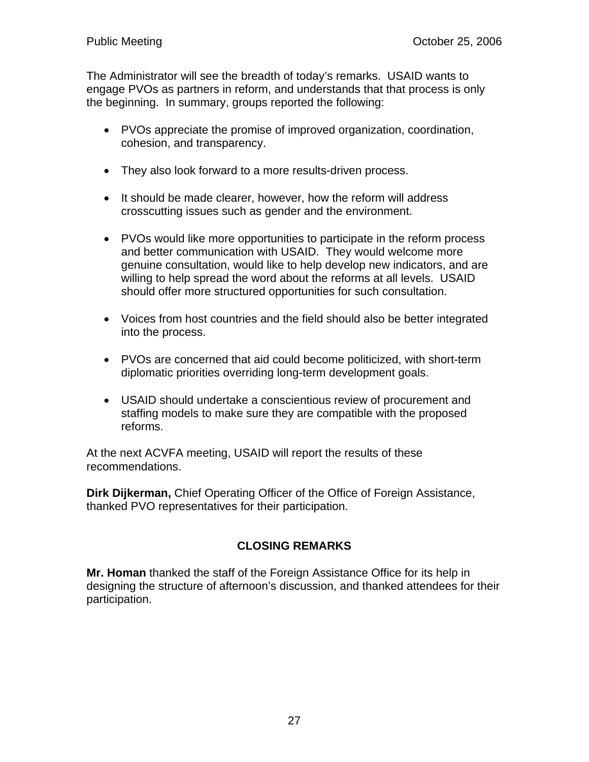The Administrator will see the breadth of today's remarks. USAID wants to engage PVOs as partners in reform, and understands that that process is only the beginning. In summary, groups reported the following:

- PVOs appreciate the promise of improved organization, coordination, cohesion, and transparency.
- They also look forward to a more results-driven process.
- It should be made clearer, however, how the reform will address crosscutting issues such as gender and the environment.
- PVOs would like more opportunities to participate in the reform process and better communication with USAID. They would welcome more genuine consultation, would like to help develop new indicators, and are willing to help spread the word about the reforms at all levels. USAID should offer more structured opportunities for such consultation.
- Voices from host countries and the field should also be better integrated into the process.
- PVOs are concerned that aid could become politicized, with short-term diplomatic priorities overriding long-term development goals.
- USAID should undertake a conscientious review of procurement and staffing models to make sure they are compatible with the proposed reforms.

At the next ACVFA meeting, USAID will report the results of these recommendations.

**Dirk Dijkerman,** Chief Operating Officer of the Office of Foreign Assistance, thanked PVO representatives for their participation.

## CLOSING REMARKS

**Mr. Homan** thanked the staff of the Foreign Assistance Office for its help in designing the structure of afternoon's discussion, and thanked attendees for their participation.